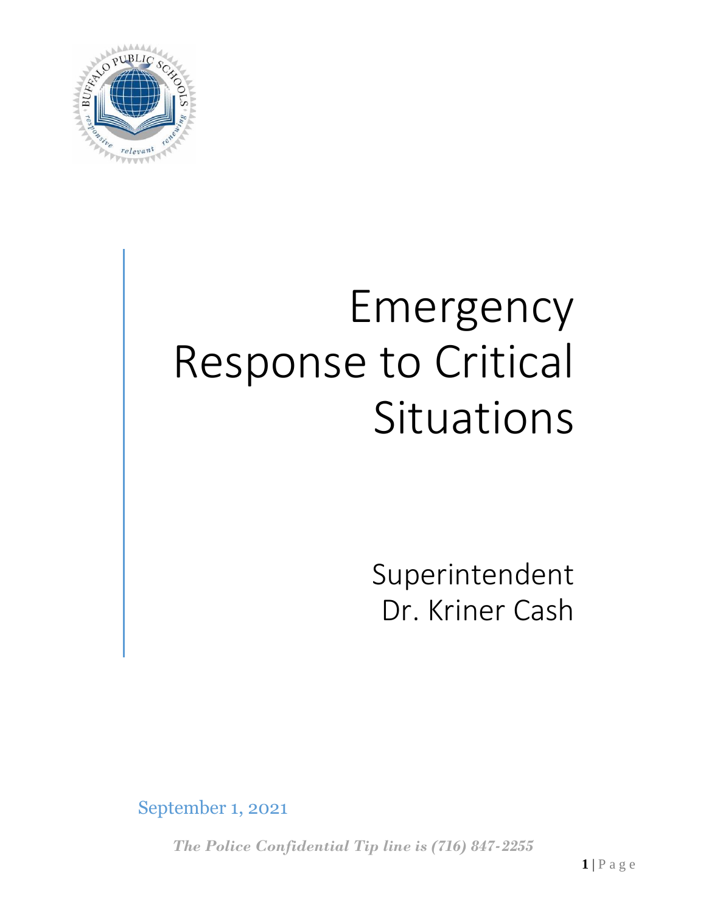# Emergency Response to Critical Situations

Superintendent
Dr. Kriner Cash

September 1, 2021

***The Police Confidential Tip line is (716) 847-2255***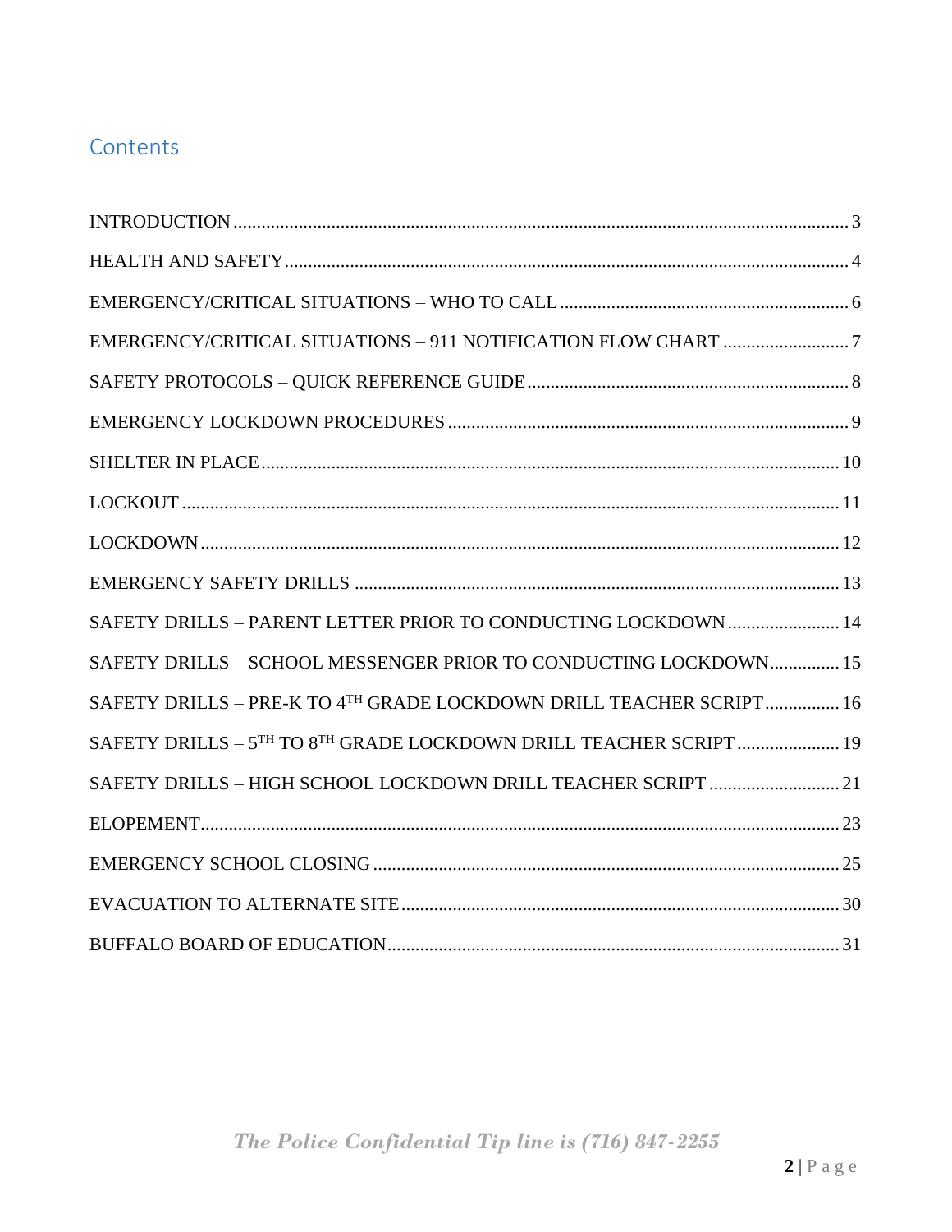## Contents

INTRODUCTION ..... 3
HEALTH AND SAFETY ..... 4
EMERGENCY/CRITICAL SITUATIONS – WHO TO CALL ..... 6
EMERGENCY/CRITICAL SITUATIONS – 911 NOTIFICATION FLOW CHART ..... 7
SAFETY PROTOCOLS – QUICK REFERENCE GUIDE ..... 8
EMERGENCY LOCKDOWN PROCEDURES ..... 9
SHELTER IN PLACE ..... 10
LOCKOUT ..... 11
LOCKDOWN ..... 12
EMERGENCY SAFETY DRILLS ..... 13
SAFETY DRILLS – PARENT LETTER PRIOR TO CONDUCTING LOCKDOWN ..... 14
SAFETY DRILLS – SCHOOL MESSENGER PRIOR TO CONDUCTING LOCKDOWN ..... 15
SAFETY DRILLS – PRE-K TO 4TH GRADE LOCKDOWN DRILL TEACHER SCRIPT ..... 16
SAFETY DRILLS – 5TH TO 8TH GRADE LOCKDOWN DRILL TEACHER SCRIPT ..... 19
SAFETY DRILLS – HIGH SCHOOL LOCKDOWN DRILL TEACHER SCRIPT ..... 21
ELOPEMENT ..... 23
EMERGENCY SCHOOL CLOSING ..... 25
EVACUATION TO ALTERNATE SITE ..... 30
BUFFALO BOARD OF EDUCATION ..... 31

*The Police Confidential Tip line is (716) 847-2255*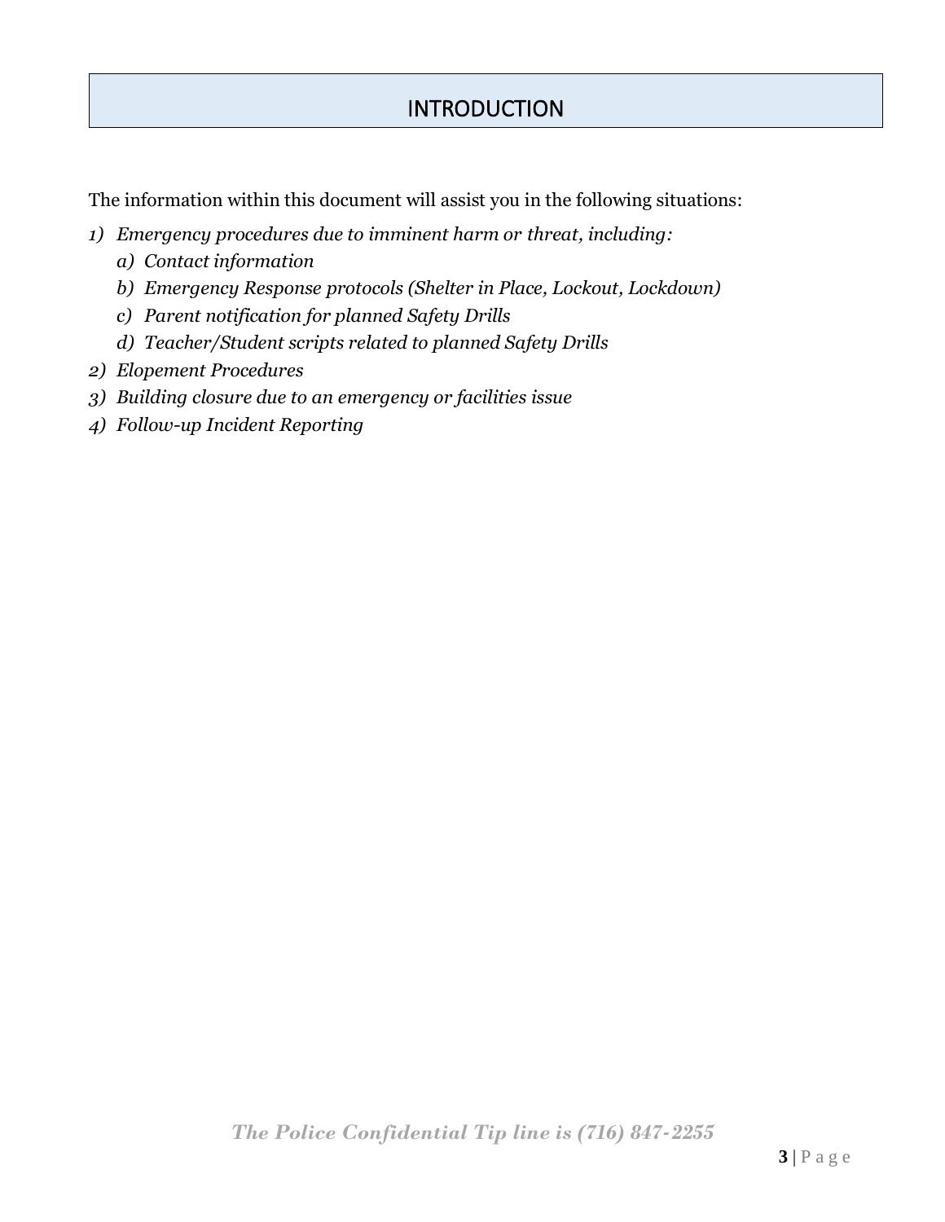# INTRODUCTION

The information within this document will assist you in the following situations:

1) *Emergency procedures due to imminent harm or threat, including:*
   a) *Contact information*
   b) *Emergency Response protocols (Shelter in Place, Lockout, Lockdown)*
   c) *Parent notification for planned Safety Drills*
   d) *Teacher/Student scripts related to planned Safety Drills*
2) *Elopement Procedures*
3) *Building closure due to an emergency or facilities issue*
4) *Follow-up Incident Reporting*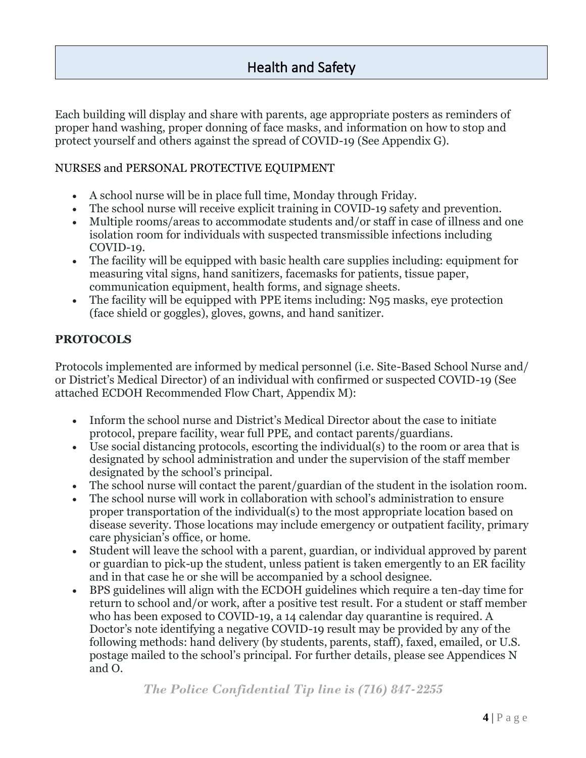# Health and Safety

Each building will display and share with parents, age appropriate posters as reminders of proper hand washing, proper donning of face masks, and information on how to stop and protect yourself and others against the spread of COVID-19 (See Appendix G).

NURSES and PERSONAL PROTECTIVE EQUIPMENT

- A school nurse will be in place full time, Monday through Friday.
- The school nurse will receive explicit training in COVID-19 safety and prevention.
- Multiple rooms/areas to accommodate students and/or staff in case of illness and one isolation room for individuals with suspected transmissible infections including COVID-19.
- The facility will be equipped with basic health care supplies including: equipment for measuring vital signs, hand sanitizers, facemasks for patients, tissue paper, communication equipment, health forms, and signage sheets.
- The facility will be equipped with PPE items including: N95 masks, eye protection (face shield or goggles), gloves, gowns, and hand sanitizer.

**PROTOCOLS**

Protocols implemented are informed by medical personnel (i.e. Site-Based School Nurse and/ or District's Medical Director) of an individual with confirmed or suspected COVID-19 (See attached ECDOH Recommended Flow Chart, Appendix M):

- Inform the school nurse and District's Medical Director about the case to initiate protocol, prepare facility, wear full PPE, and contact parents/guardians.
- Use social distancing protocols, escorting the individual(s) to the room or area that is designated by school administration and under the supervision of the staff member designated by the school's principal.
- The school nurse will contact the parent/guardian of the student in the isolation room.
- The school nurse will work in collaboration with school's administration to ensure proper transportation of the individual(s) to the most appropriate location based on disease severity. Those locations may include emergency or outpatient facility, primary care physician's office, or home.
- Student will leave the school with a parent, guardian, or individual approved by parent or guardian to pick-up the student, unless patient is taken emergently to an ER facility and in that case he or she will be accompanied by a school designee.
- BPS guidelines will align with the ECDOH guidelines which require a ten-day time for return to school and/or work, after a positive test result. For a student or staff member who has been exposed to COVID-19, a 14 calendar day quarantine is required. A Doctor's note identifying a negative COVID-19 result may be provided by any of the following methods: hand delivery (by students, parents, staff), faxed, emailed, or U.S. postage mailed to the school's principal. For further details, please see Appendices N and O.

***The Police Confidential Tip line is (716) 847-2255***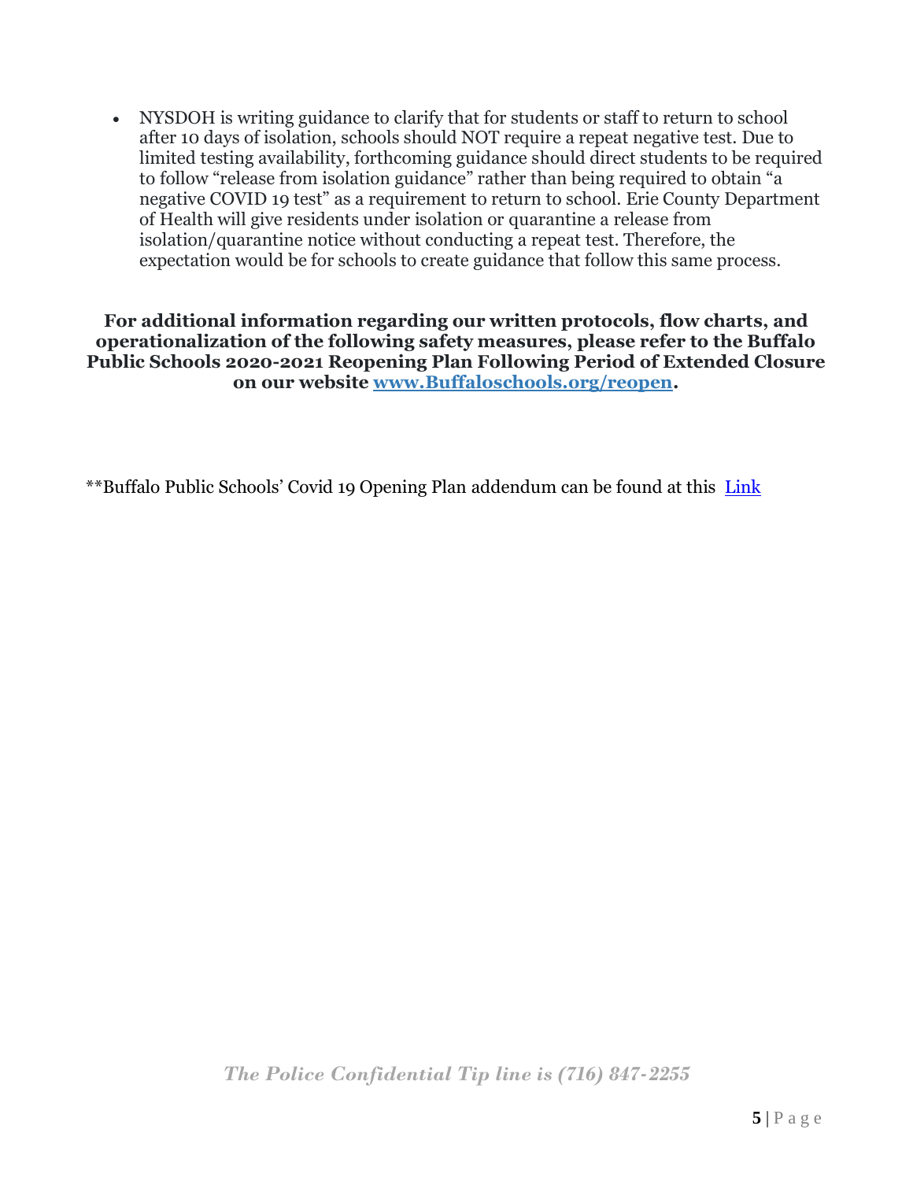- NYSDOH is writing guidance to clarify that for students or staff to return to school after 10 days of isolation, schools should NOT require a repeat negative test. Due to limited testing availability, forthcoming guidance should direct students to be required to follow "release from isolation guidance" rather than being required to obtain "a negative COVID 19 test" as a requirement to return to school. Erie County Department of Health will give residents under isolation or quarantine a release from isolation/quarantine notice without conducting a repeat test. Therefore, the expectation would be for schools to create guidance that follow this same process.

**For additional information regarding our written protocols, flow charts, and operationalization of the following safety measures, please refer to the Buffalo Public Schools 2020-2021 Reopening Plan Following Period of Extended Closure on our website [www.Buffaloschools.org/reopen](www.Buffaloschools.org/reopen).**

**Buffalo Public Schools' Covid 19 Opening Plan addendum can be found at this Link

*The Police Confidential Tip line is (716) 847-2255*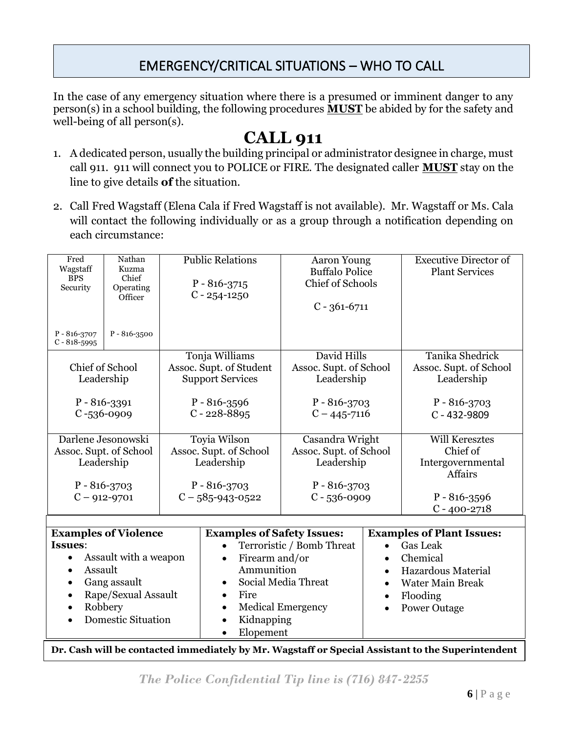## EMERGENCY/CRITICAL SITUATIONS – WHO TO CALL

In the case of any emergency situation where there is a presumed or imminent danger to any person(s) in a school building, the following procedures **MUST** be abided by for the safety and well-being of all person(s).

# CALL 911

1. A dedicated person, usually the building principal or administrator designee in charge, must call 911. 911 will connect you to POLICE or FIRE. The designated caller **MUST** stay on the line to give details **of** the situation.

2. Call Fred Wagstaff (Elena Cala if Fred Wagstaff is not available). Mr. Wagstaff or Ms. Cala will contact the following individually or as a group through a notification depending on each circumstance:

| Fred Wagstaff BPS Security<br>P - 816-3707<br>C - 818-5995 | Nathan Kuzma Chief Operating Officer<br>P - 816-3500 | Public Relations<br>P - 816-3715<br>C - 254-1250 | Aaron Young Buffalo Police Chief of Schools<br>C - 361-6711 | Executive Director of Plant Services |
|---|---|---|---|---|
| Chief of School Leadership<br>P - 816-3391<br>C -536-0909 | | Tonja Williams Assoc. Supt. of Student Support Services<br>P - 816-3596<br>C - 228-8895 | David Hills Assoc. Supt. of School Leadership<br>P - 816-3703<br>C – 445-7116 | Tanika Shedrick Assoc. Supt. of School Leadership<br>P - 816-3703<br>C - 432-9809 |
| Darlene Jesonowski Assoc. Supt. of School Leadership<br>P - 816-3703<br>C – 912-9701 | | Toyia Wilson Assoc. Supt. of School Leadership<br>P - 816-3703<br>C – 585-943-0522 | Casandra Wright Assoc. Supt. of School Leadership<br>P - 816-3703<br>C - 536-0909 | Will Keresztes Chief of Intergovernmental Affairs<br>P - 816-3596<br>C - 400-2718 |

| Examples of Violence Issues: | Examples of Safety Issues: | Examples of Plant Issues: |
|---|---|---|
| • Assault with a weapon<br>• Assault<br>• Gang assault<br>• Rape/Sexual Assault<br>• Robbery<br>• Domestic Situation | • Terroristic / Bomb Threat<br>• Firearm and/or Ammunition<br>• Social Media Threat<br>• Fire<br>• Medical Emergency<br>• Kidnapping<br>• Elopement | • Gas Leak<br>• Chemical<br>• Hazardous Material<br>• Water Main Break<br>• Flooding<br>• Power Outage |

**Dr. Cash will be contacted immediately by Mr. Wagstaff or Special Assistant to the Superintendent**

***The Police Confidential Tip line is (716) 847-2255***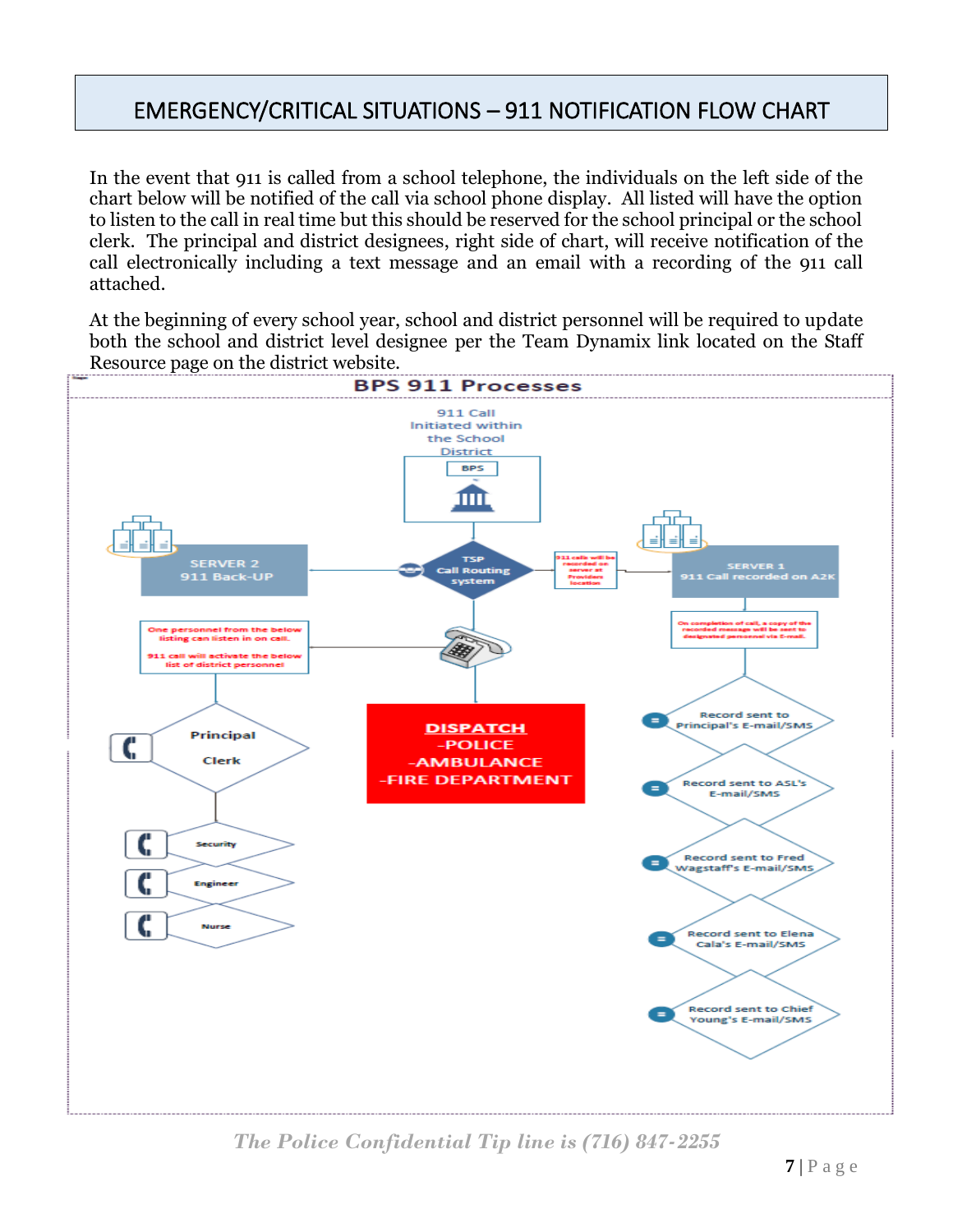# EMERGENCY/CRITICAL SITUATIONS – 911 NOTIFICATION FLOW CHART

In the event that 911 is called from a school telephone, the individuals on the left side of the chart below will be notified of the call via school phone display. All listed will have the option to listen to the call in real time but this should be reserved for the school principal or the school clerk. The principal and district designees, right side of chart, will receive notification of the call electronically including a text message and an email with a recording of the 911 call attached.

At the beginning of every school year, school and district personnel will be required to update both the school and district level designee per the Team Dynamix link located on the Staff Resource page on the district website.

## BPS 911 Processes

911 Call Initiated within the School District

BPS

SERVER 2
911 Back-UP

TSP
Call Routing system

911 calls will be recorded on server at Providers location

SERVER 1
911 Call recorded on A2K

One personnel from the below listing can listen in on call.

911 call will activate the below list of district personnel

On completion of call, a copy of the recorded message will be sent to designated personnel via E-mail.

Principal
Clerk

DISPATCH
-POLICE
-AMBULANCE
-FIRE DEPARTMENT

Security

Engineer

Nurse

Record sent to Principal's E-mail/SMS

Record sent to ASL's E-mail/SMS

Record sent to Fred Wagstaff's E-mail/SMS

Record sent to Elena Cala's E-mail/SMS

Record sent to Chief Young's E-mail/SMS

*The Police Confidential Tip line is (716) 847-2255*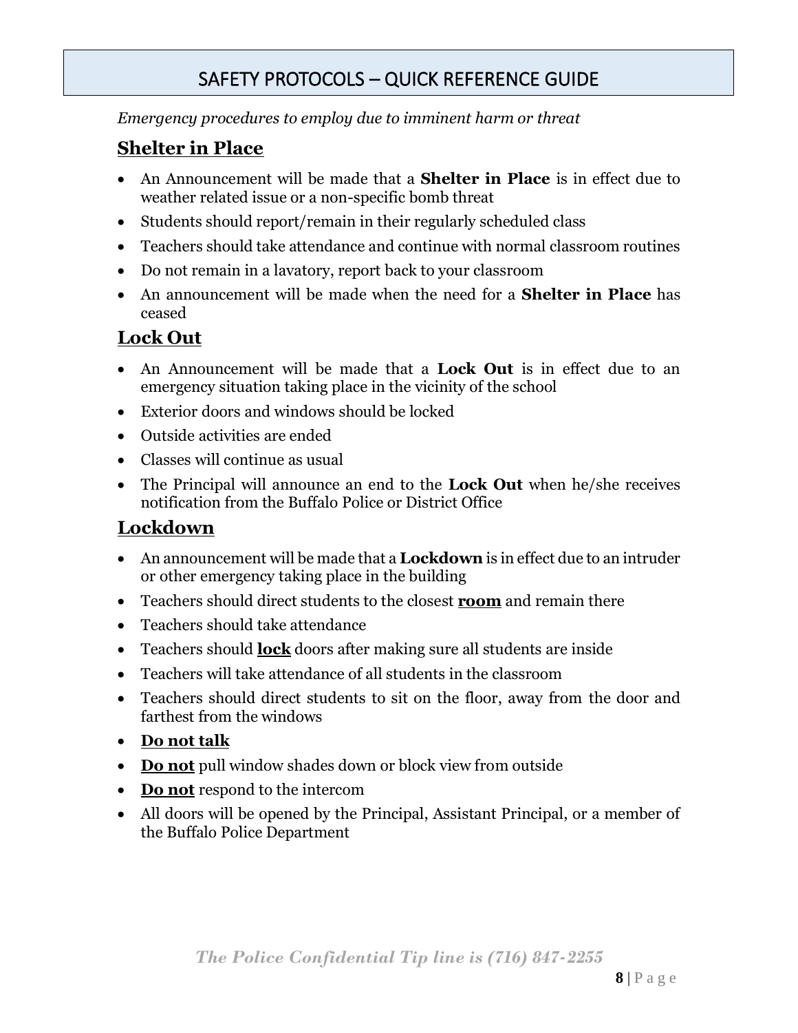# SAFETY PROTOCOLS – QUICK REFERENCE GUIDE

*Emergency procedures to employ due to imminent harm or threat*

## Shelter in Place

- An Announcement will be made that a **Shelter in Place** is in effect due to weather related issue or a non-specific bomb threat
- Students should report/remain in their regularly scheduled class
- Teachers should take attendance and continue with normal classroom routines
- Do not remain in a lavatory, report back to your classroom
- An announcement will be made when the need for a **Shelter in Place** has ceased

## Lock Out

- An Announcement will be made that a **Lock Out** is in effect due to an emergency situation taking place in the vicinity of the school
- Exterior doors and windows should be locked
- Outside activities are ended
- Classes will continue as usual
- The Principal will announce an end to the **Lock Out** when he/she receives notification from the Buffalo Police or District Office

## Lockdown

- An announcement will be made that a **Lockdown** is in effect due to an intruder or other emergency taking place in the building
- Teachers should direct students to the closest **room** and remain there
- Teachers should take attendance
- Teachers should **lock** doors after making sure all students are inside
- Teachers will take attendance of all students in the classroom
- Teachers should direct students to sit on the floor, away from the door and farthest from the windows
- **Do not talk**
- **Do not** pull window shades down or block view from outside
- **Do not** respond to the intercom
- All doors will be opened by the Principal, Assistant Principal, or a member of the Buffalo Police Department

***The Police Confidential Tip line is (716) 847-2255***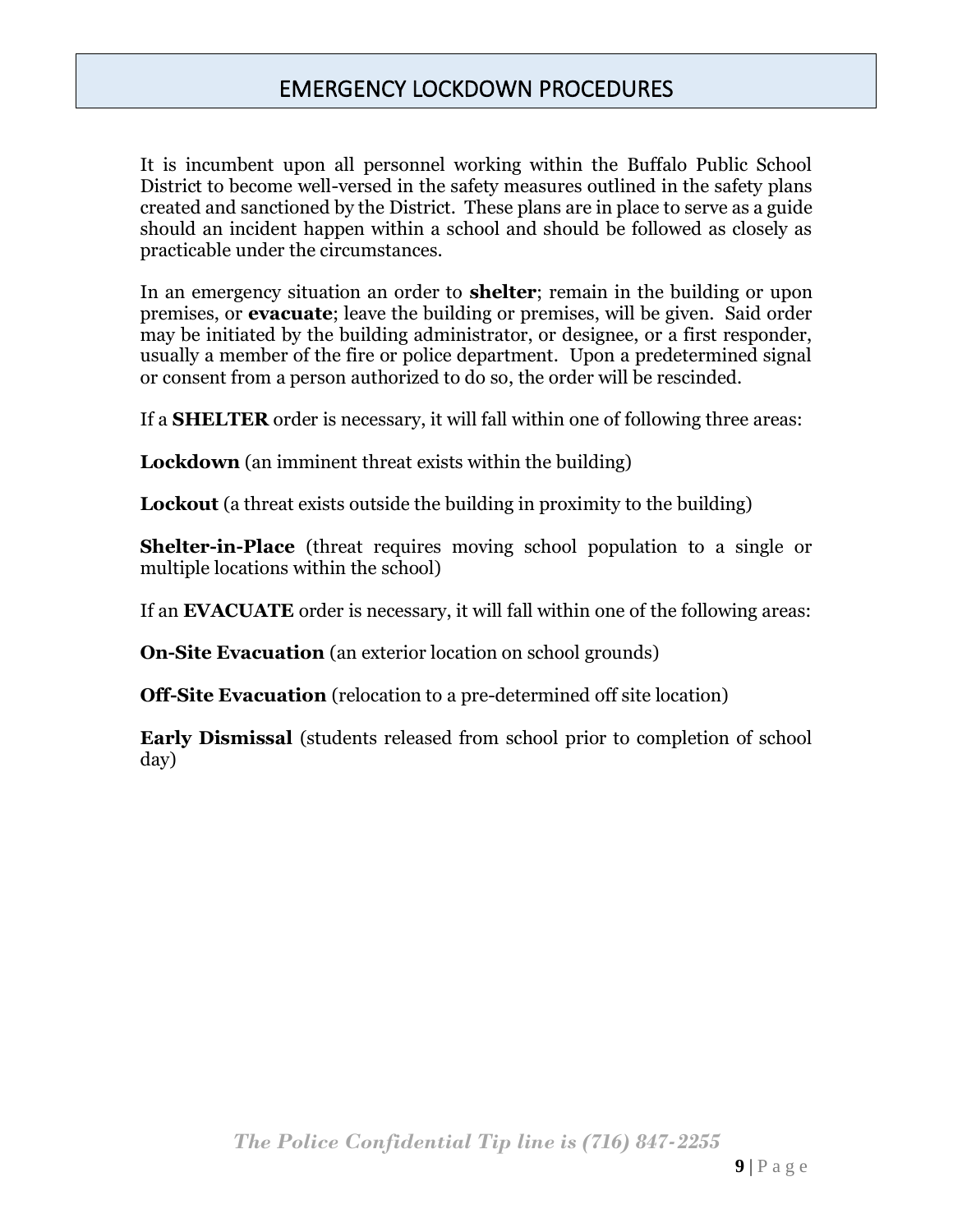# EMERGENCY LOCKDOWN PROCEDURES

It is incumbent upon all personnel working within the Buffalo Public School District to become well-versed in the safety measures outlined in the safety plans created and sanctioned by the District. These plans are in place to serve as a guide should an incident happen within a school and should be followed as closely as practicable under the circumstances.

In an emergency situation an order to **shelter**; remain in the building or upon premises, or **evacuate**; leave the building or premises, will be given. Said order may be initiated by the building administrator, or designee, or a first responder, usually a member of the fire or police department. Upon a predetermined signal or consent from a person authorized to do so, the order will be rescinded.

If a **SHELTER** order is necessary, it will fall within one of following three areas:

**Lockdown** (an imminent threat exists within the building)

**Lockout** (a threat exists outside the building in proximity to the building)

**Shelter-in-Place** (threat requires moving school population to a single or multiple locations within the school)

If an **EVACUATE** order is necessary, it will fall within one of the following areas:

**On-Site Evacuation** (an exterior location on school grounds)

**Off-Site Evacuation** (relocation to a pre-determined off site location)

**Early Dismissal** (students released from school prior to completion of school day)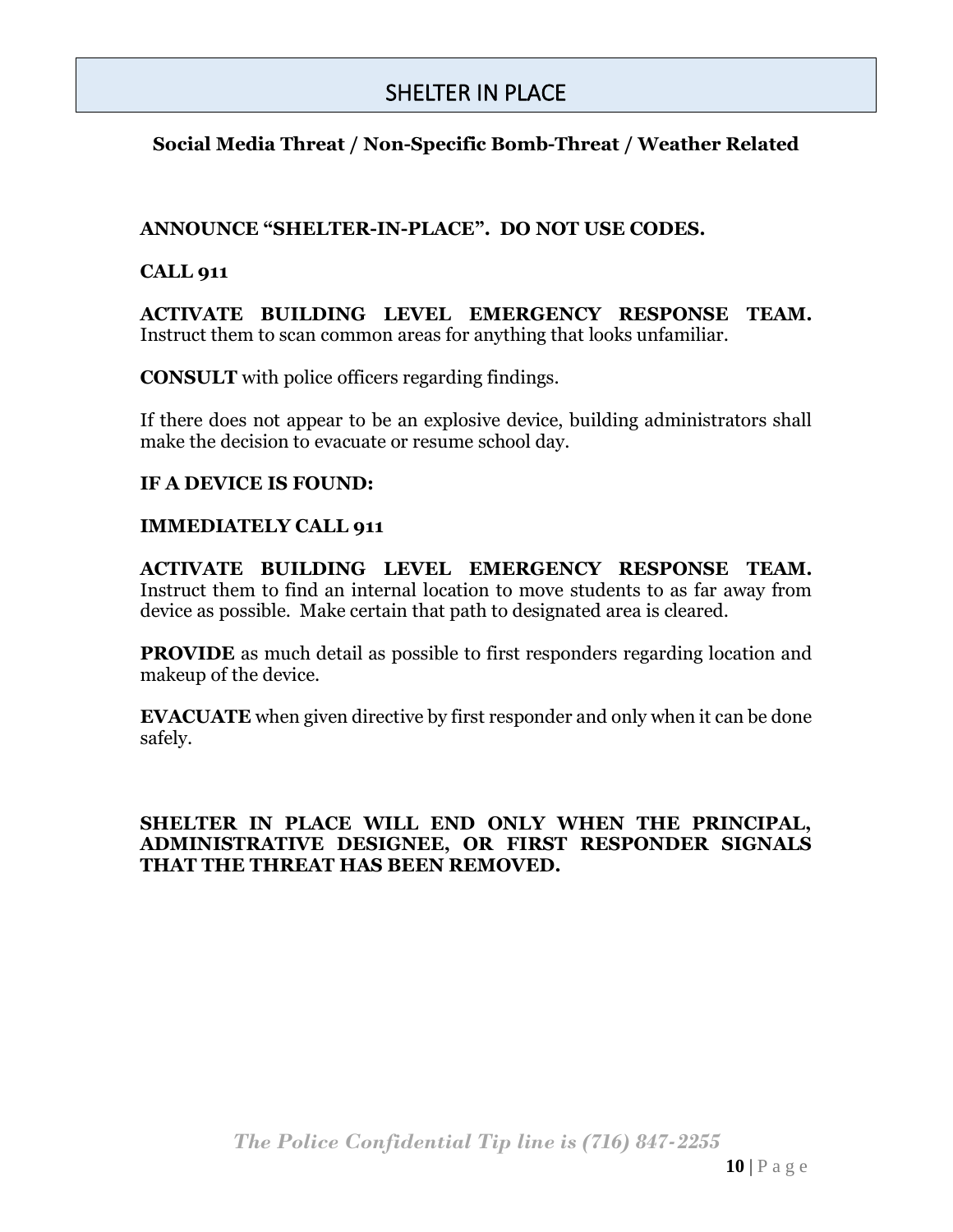# SHELTER IN PLACE

**Social Media Threat / Non-Specific Bomb-Threat / Weather Related**

**ANNOUNCE "SHELTER-IN-PLACE". DO NOT USE CODES.**

**CALL 911**

**ACTIVATE BUILDING LEVEL EMERGENCY RESPONSE TEAM.** Instruct them to scan common areas for anything that looks unfamiliar.

**CONSULT** with police officers regarding findings.

If there does not appear to be an explosive device, building administrators shall make the decision to evacuate or resume school day.

**IF A DEVICE IS FOUND:**

**IMMEDIATELY CALL 911**

**ACTIVATE BUILDING LEVEL EMERGENCY RESPONSE TEAM.** Instruct them to find an internal location to move students to as far away from device as possible. Make certain that path to designated area is cleared.

**PROVIDE** as much detail as possible to first responders regarding location and makeup of the device.

**EVACUATE** when given directive by first responder and only when it can be done safely.

**SHELTER IN PLACE WILL END ONLY WHEN THE PRINCIPAL, ADMINISTRATIVE DESIGNEE, OR FIRST RESPONDER SIGNALS THAT THE THREAT HAS BEEN REMOVED.**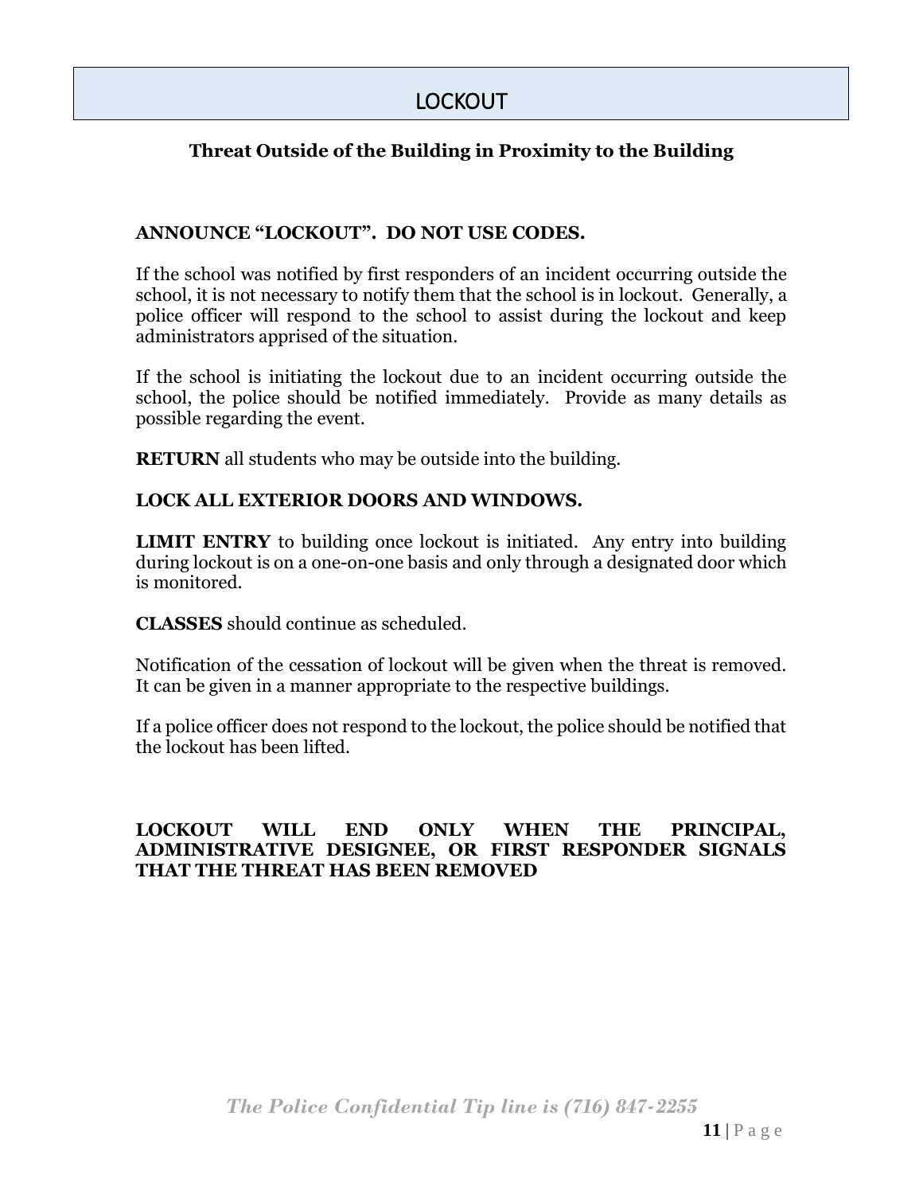# LOCKOUT

### Threat Outside of the Building in Proximity to the Building

**ANNOUNCE "LOCKOUT". DO NOT USE CODES.**

If the school was notified by first responders of an incident occurring outside the school, it is not necessary to notify them that the school is in lockout. Generally, a police officer will respond to the school to assist during the lockout and keep administrators apprised of the situation.

If the school is initiating the lockout due to an incident occurring outside the school, the police should be notified immediately. Provide as many details as possible regarding the event.

**RETURN** all students who may be outside into the building.

**LOCK ALL EXTERIOR DOORS AND WINDOWS.**

**LIMIT ENTRY** to building once lockout is initiated. Any entry into building during lockout is on a one-on-one basis and only through a designated door which is monitored.

**CLASSES** should continue as scheduled.

Notification of the cessation of lockout will be given when the threat is removed. It can be given in a manner appropriate to the respective buildings.

If a police officer does not respond to the lockout, the police should be notified that the lockout has been lifted.

**LOCKOUT WILL END ONLY WHEN THE PRINCIPAL, ADMINISTRATIVE DESIGNEE, OR FIRST RESPONDER SIGNALS THAT THE THREAT HAS BEEN REMOVED**

***The Police Confidential Tip line is (716) 847-2255***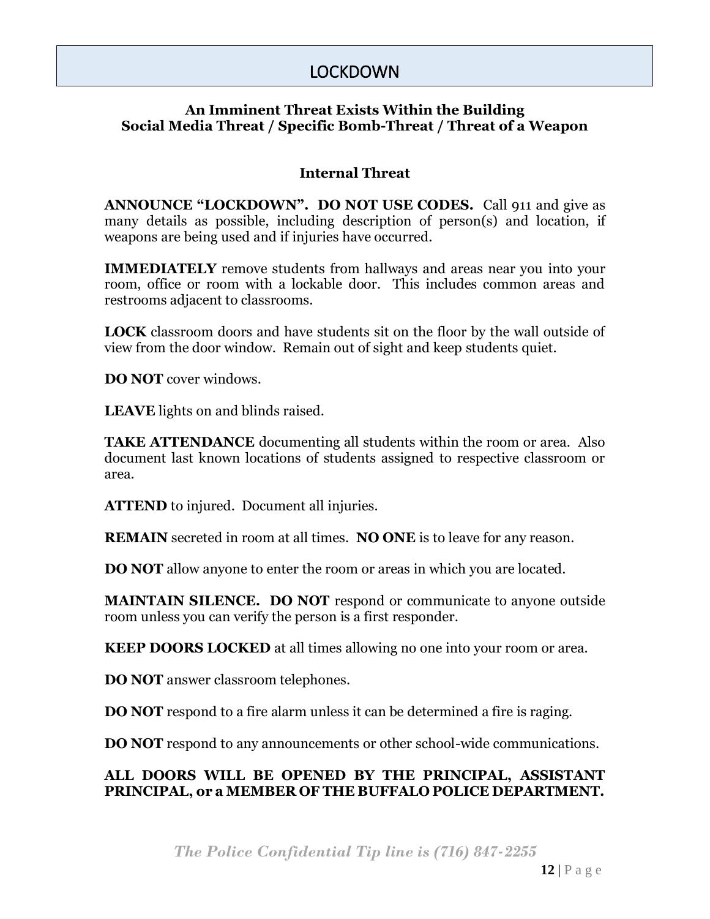# LOCKDOWN

**An Imminent Threat Exists Within the Building**
**Social Media Threat / Specific Bomb-Threat / Threat of a Weapon**

## Internal Threat

**ANNOUNCE "LOCKDOWN". DO NOT USE CODES.** Call 911 and give as many details as possible, including description of person(s) and location, if weapons are being used and if injuries have occurred.

**IMMEDIATELY** remove students from hallways and areas near you into your room, office or room with a lockable door. This includes common areas and restrooms adjacent to classrooms.

**LOCK** classroom doors and have students sit on the floor by the wall outside of view from the door window. Remain out of sight and keep students quiet.

**DO NOT** cover windows.

**LEAVE** lights on and blinds raised.

**TAKE ATTENDANCE** documenting all students within the room or area. Also document last known locations of students assigned to respective classroom or area.

**ATTEND** to injured. Document all injuries.

**REMAIN** secreted in room at all times. **NO ONE** is to leave for any reason.

**DO NOT** allow anyone to enter the room or areas in which you are located.

**MAINTAIN SILENCE. DO NOT** respond or communicate to anyone outside room unless you can verify the person is a first responder.

**KEEP DOORS LOCKED** at all times allowing no one into your room or area.

**DO NOT** answer classroom telephones.

**DO NOT** respond to a fire alarm unless it can be determined a fire is raging.

**DO NOT** respond to any announcements or other school-wide communications.

**ALL DOORS WILL BE OPENED BY THE PRINCIPAL, ASSISTANT PRINCIPAL, or a MEMBER OF THE BUFFALO POLICE DEPARTMENT.**

***The Police Confidential Tip line is (716) 847-2255***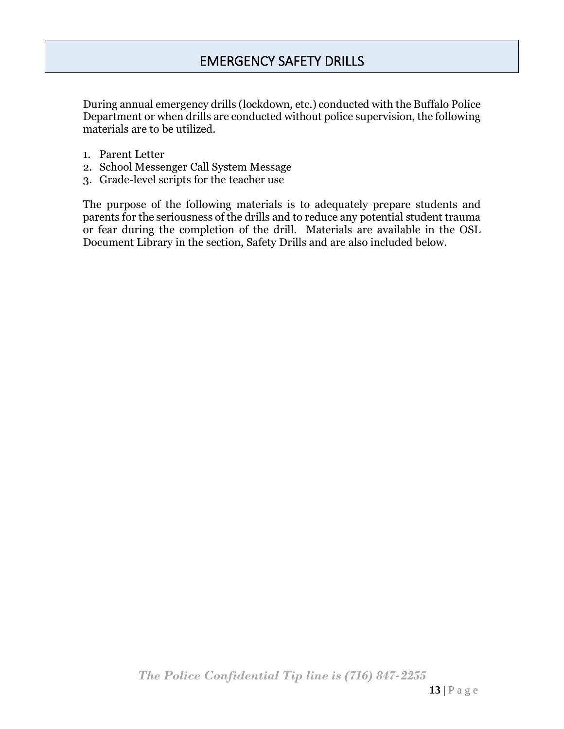# EMERGENCY SAFETY DRILLS

During annual emergency drills (lockdown, etc.) conducted with the Buffalo Police Department or when drills are conducted without police supervision, the following materials are to be utilized.

1. Parent Letter
2. School Messenger Call System Message
3. Grade-level scripts for the teacher use

The purpose of the following materials is to adequately prepare students and parents for the seriousness of the drills and to reduce any potential student trauma or fear during the completion of the drill. Materials are available in the OSL Document Library in the section, Safety Drills and are also included below.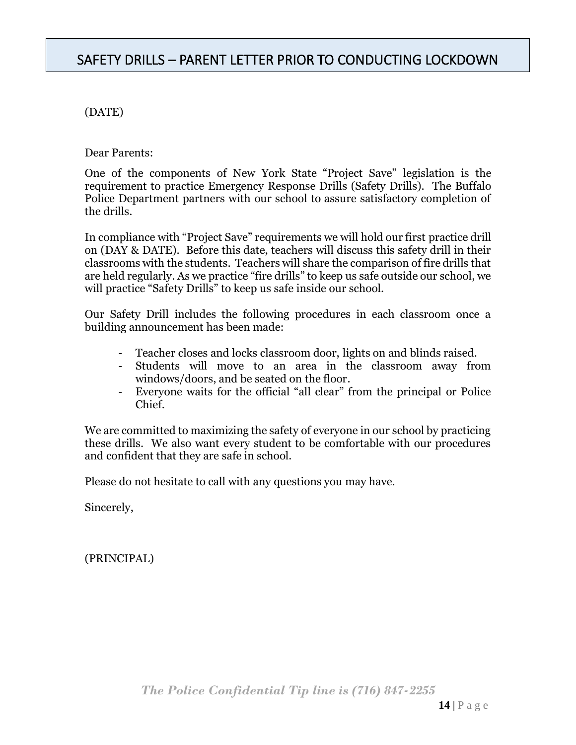## SAFETY DRILLS – PARENT LETTER PRIOR TO CONDUCTING LOCKDOWN

(DATE)

Dear Parents:

One of the components of New York State "Project Save" legislation is the requirement to practice Emergency Response Drills (Safety Drills). The Buffalo Police Department partners with our school to assure satisfactory completion of the drills.

In compliance with "Project Save" requirements we will hold our first practice drill on (DAY & DATE). Before this date, teachers will discuss this safety drill in their classrooms with the students. Teachers will share the comparison of fire drills that are held regularly. As we practice "fire drills" to keep us safe outside our school, we will practice "Safety Drills" to keep us safe inside our school.

Our Safety Drill includes the following procedures in each classroom once a building announcement has been made:

- Teacher closes and locks classroom door, lights on and blinds raised.
- Students will move to an area in the classroom away from windows/doors, and be seated on the floor.
- Everyone waits for the official "all clear" from the principal or Police Chief.

We are committed to maximizing the safety of everyone in our school by practicing these drills. We also want every student to be comfortable with our procedures and confident that they are safe in school.

Please do not hesitate to call with any questions you may have.

Sincerely,

(PRINCIPAL)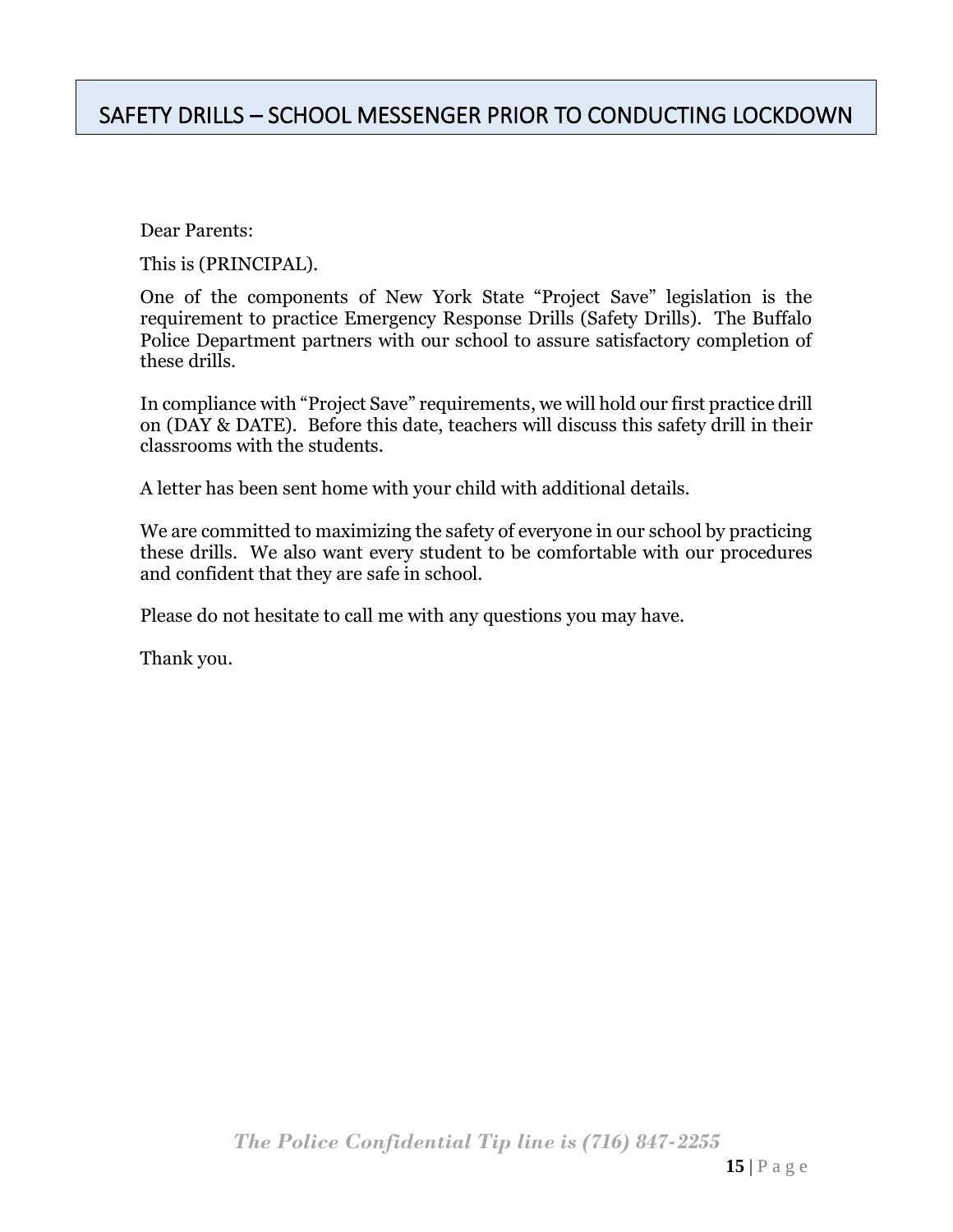## SAFETY DRILLS – SCHOOL MESSENGER PRIOR TO CONDUCTING LOCKDOWN

Dear Parents:

This is (PRINCIPAL).

One of the components of New York State "Project Save" legislation is the requirement to practice Emergency Response Drills (Safety Drills). The Buffalo Police Department partners with our school to assure satisfactory completion of these drills.

In compliance with "Project Save" requirements, we will hold our first practice drill on (DAY & DATE). Before this date, teachers will discuss this safety drill in their classrooms with the students.

A letter has been sent home with your child with additional details.

We are committed to maximizing the safety of everyone in our school by practicing these drills. We also want every student to be comfortable with our procedures and confident that they are safe in school.

Please do not hesitate to call me with any questions you may have.

Thank you.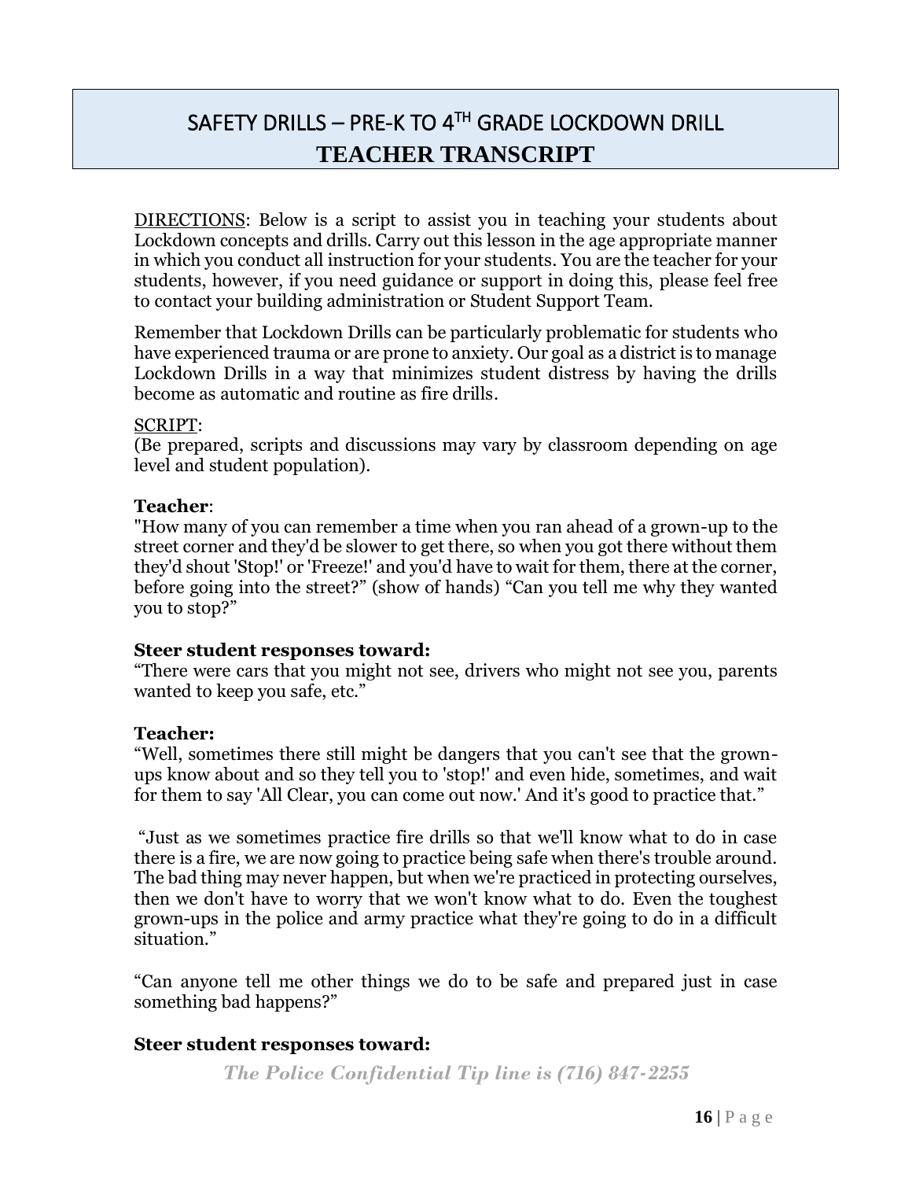# SAFETY DRILLS – PRE-K TO 4TH GRADE LOCKDOWN DRILL
## TEACHER TRANSCRIPT

DIRECTIONS: Below is a script to assist you in teaching your students about Lockdown concepts and drills. Carry out this lesson in the age appropriate manner in which you conduct all instruction for your students. You are the teacher for your students, however, if you need guidance or support in doing this, please feel free to contact your building administration or Student Support Team.

Remember that Lockdown Drills can be particularly problematic for students who have experienced trauma or are prone to anxiety. Our goal as a district is to manage Lockdown Drills in a way that minimizes student distress by having the drills become as automatic and routine as fire drills.

SCRIPT:
(Be prepared, scripts and discussions may vary by classroom depending on age level and student population).

**Teacher**:
"How many of you can remember a time when you ran ahead of a grown-up to the street corner and they'd be slower to get there, so when you got there without them they'd shout 'Stop!' or 'Freeze!' and you'd have to wait for them, there at the corner, before going into the street?" (show of hands) "Can you tell me why they wanted you to stop?"

**Steer student responses toward:**
"There were cars that you might not see, drivers who might not see you, parents wanted to keep you safe, etc."

**Teacher:**
"Well, sometimes there still might be dangers that you can't see that the grown-ups know about and so they tell you to 'stop!' and even hide, sometimes, and wait for them to say 'All Clear, you can come out now.' And it's good to practice that."

"Just as we sometimes practice fire drills so that we'll know what to do in case there is a fire, we are now going to practice being safe when there's trouble around. The bad thing may never happen, but when we're practiced in protecting ourselves, then we don't have to worry that we won't know what to do. Even the toughest grown-ups in the police and army practice what they're going to do in a difficult situation."

"Can anyone tell me other things we do to be safe and prepared just in case something bad happens?"

**Steer student responses toward:**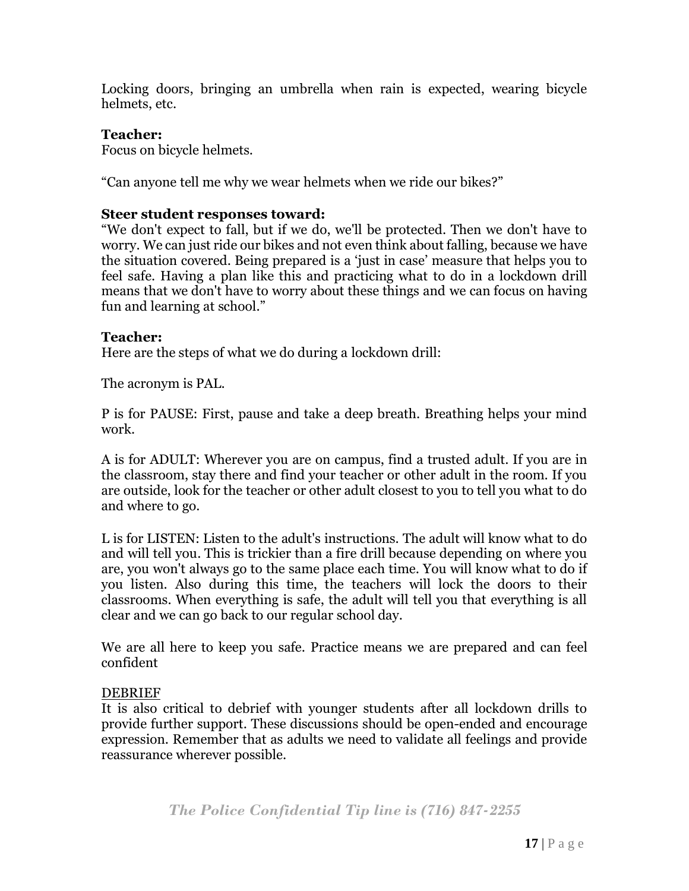Locking doors, bringing an umbrella when rain is expected, wearing bicycle helmets, etc.

**Teacher:**
Focus on bicycle helmets.

"Can anyone tell me why we wear helmets when we ride our bikes?"

**Steer student responses toward:**
"We don't expect to fall, but if we do, we'll be protected. Then we don't have to worry. We can just ride our bikes and not even think about falling, because we have the situation covered. Being prepared is a 'just in case' measure that helps you to feel safe. Having a plan like this and practicing what to do in a lockdown drill means that we don't have to worry about these things and we can focus on having fun and learning at school."

**Teacher:**
Here are the steps of what we do during a lockdown drill:

The acronym is PAL.

P is for PAUSE: First, pause and take a deep breath. Breathing helps your mind work.

A is for ADULT: Wherever you are on campus, find a trusted adult. If you are in the classroom, stay there and find your teacher or other adult in the room. If you are outside, look for the teacher or other adult closest to you to tell you what to do and where to go.

L is for LISTEN: Listen to the adult's instructions. The adult will know what to do and will tell you. This is trickier than a fire drill because depending on where you are, you won't always go to the same place each time. You will know what to do if you listen. Also during this time, the teachers will lock the doors to their classrooms. When everything is safe, the adult will tell you that everything is all clear and we can go back to our regular school day.

We are all here to keep you safe. Practice means we are prepared and can feel confident

<u>DEBRIEF</u>
It is also critical to debrief with younger students after all lockdown drills to provide further support. These discussions should be open-ended and encourage expression. Remember that as adults we need to validate all feelings and provide reassurance wherever possible.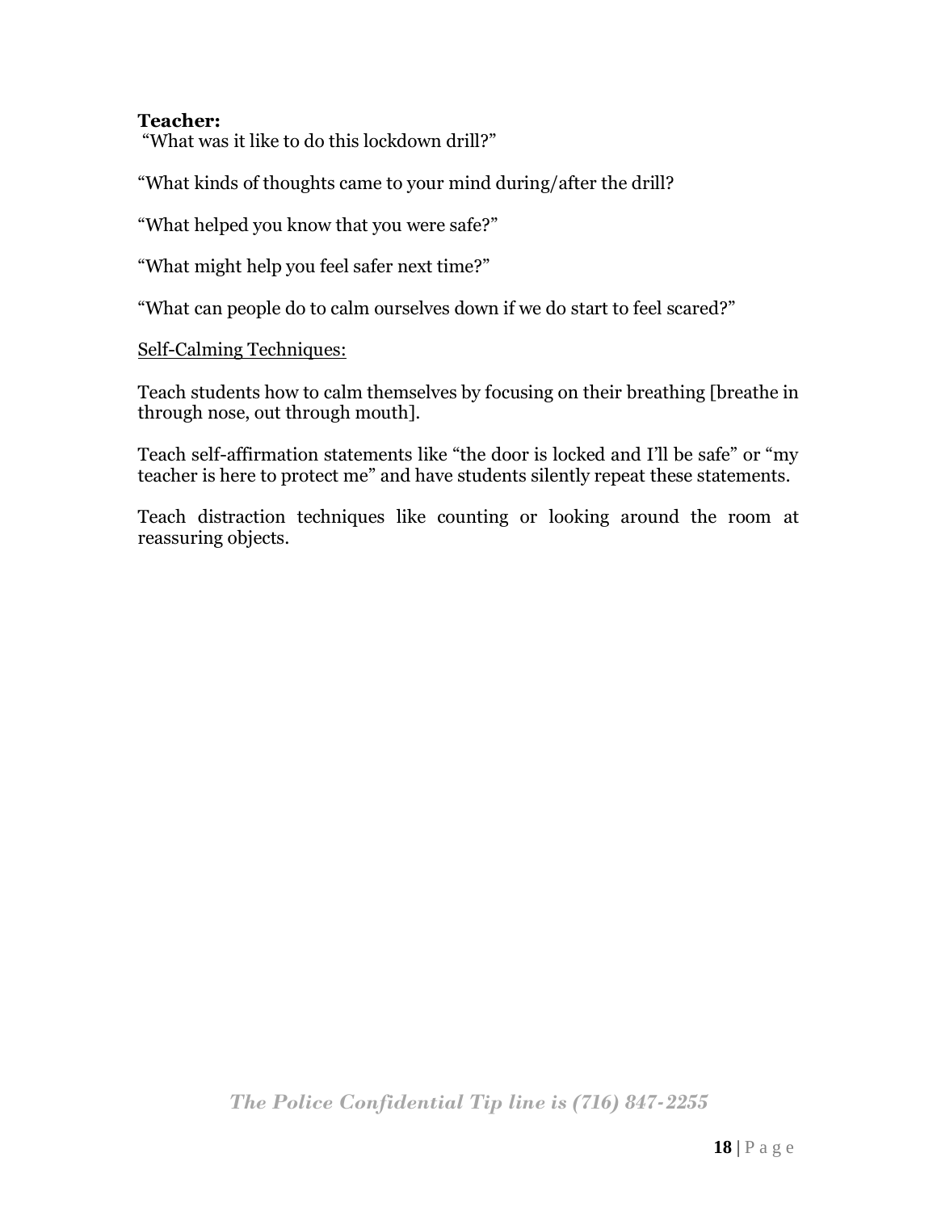**Teacher:**
"What was it like to do this lockdown drill?"

"What kinds of thoughts came to your mind during/after the drill?

"What helped you know that you were safe?"

"What might help you feel safer next time?"

"What can people do to calm ourselves down if we do start to feel scared?"

<u>Self-Calming Techniques:</u>

Teach students how to calm themselves by focusing on their breathing [breathe in through nose, out through mouth].

Teach self-affirmation statements like "the door is locked and I'll be safe" or "my teacher is here to protect me" and have students silently repeat these statements.

Teach distraction techniques like counting or looking around the room at reassuring objects.

*The Police Confidential Tip line is (716) 847-2255*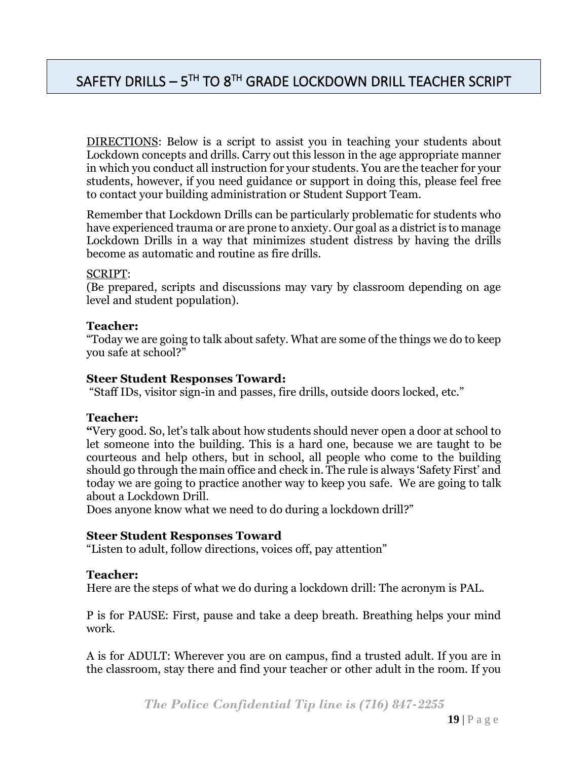# SAFETY DRILLS – 5TH TO 8TH GRADE LOCKDOWN DRILL TEACHER SCRIPT

DIRECTIONS: Below is a script to assist you in teaching your students about Lockdown concepts and drills. Carry out this lesson in the age appropriate manner in which you conduct all instruction for your students. You are the teacher for your students, however, if you need guidance or support in doing this, please feel free to contact your building administration or Student Support Team.

Remember that Lockdown Drills can be particularly problematic for students who have experienced trauma or are prone to anxiety. Our goal as a district is to manage Lockdown Drills in a way that minimizes student distress by having the drills become as automatic and routine as fire drills.

SCRIPT:
(Be prepared, scripts and discussions may vary by classroom depending on age level and student population).

**Teacher:**
"Today we are going to talk about safety. What are some of the things we do to keep you safe at school?"

**Steer Student Responses Toward:**
"Staff IDs, visitor sign-in and passes, fire drills, outside doors locked, etc."

**Teacher:**
**"**Very good. So, let's talk about how students should never open a door at school to let someone into the building. This is a hard one, because we are taught to be courteous and help others, but in school, all people who come to the building should go through the main office and check in. The rule is always 'Safety First' and today we are going to practice another way to keep you safe. We are going to talk about a Lockdown Drill.
Does anyone know what we need to do during a lockdown drill?"

**Steer Student Responses Toward**
"Listen to adult, follow directions, voices off, pay attention"

**Teacher:**
Here are the steps of what we do during a lockdown drill: The acronym is PAL.

P is for PAUSE: First, pause and take a deep breath. Breathing helps your mind work.

A is for ADULT: Wherever you are on campus, find a trusted adult. If you are in the classroom, stay there and find your teacher or other adult in the room. If you

*The Police Confidential Tip line is (716) 847-2255*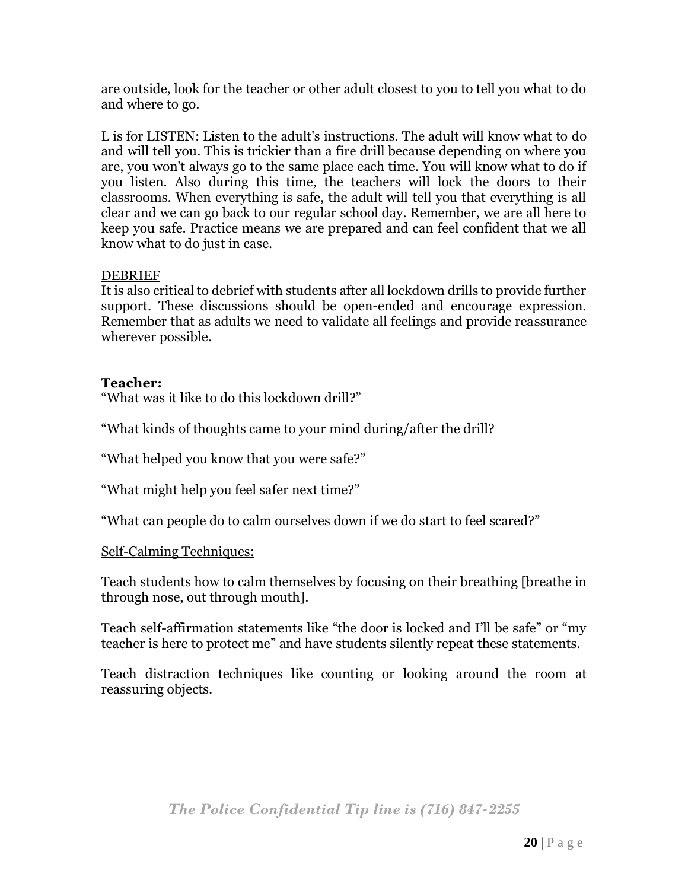are outside, look for the teacher or other adult closest to you to tell you what to do and where to go.

L is for LISTEN: Listen to the adult's instructions. The adult will know what to do and will tell you. This is trickier than a fire drill because depending on where you are, you won't always go to the same place each time. You will know what to do if you listen. Also during this time, the teachers will lock the doors to their classrooms. When everything is safe, the adult will tell you that everything is all clear and we can go back to our regular school day. Remember, we are all here to keep you safe. Practice means we are prepared and can feel confident that we all know what to do just in case.

<u>DEBRIEF</u>

It is also critical to debrief with students after all lockdown drills to provide further support. These discussions should be open-ended and encourage expression. Remember that as adults we need to validate all feelings and provide reassurance wherever possible.

**Teacher:**

"What was it like to do this lockdown drill?"

"What kinds of thoughts came to your mind during/after the drill?

"What helped you know that you were safe?"

"What might help you feel safer next time?"

"What can people do to calm ourselves down if we do start to feel scared?"

<u>Self-Calming Techniques:</u>

Teach students how to calm themselves by focusing on their breathing [breathe in through nose, out through mouth].

Teach self-affirmation statements like "the door is locked and I'll be safe" or "my teacher is here to protect me" and have students silently repeat these statements.

Teach distraction techniques like counting or looking around the room at reassuring objects.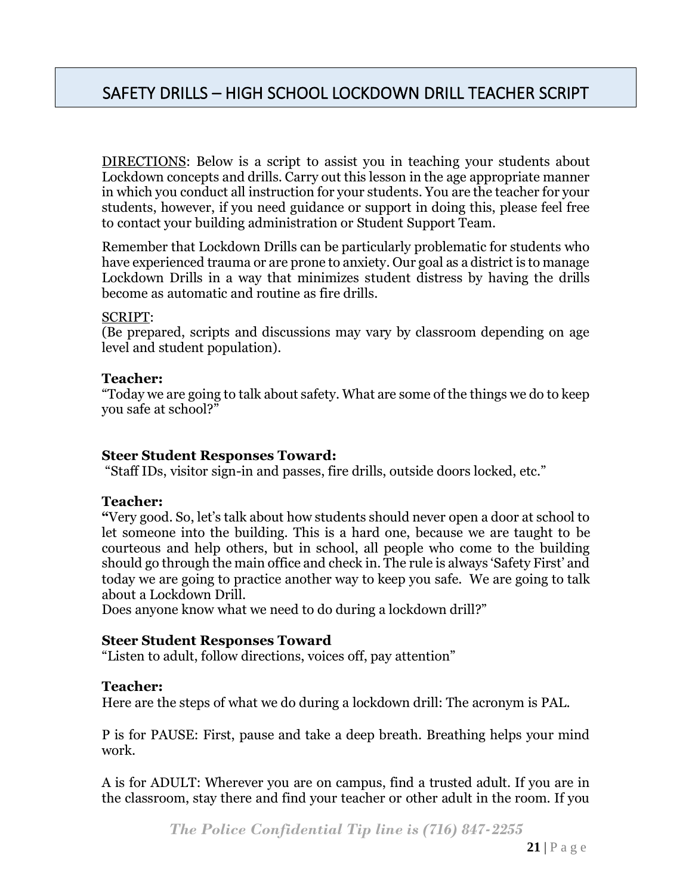## SAFETY DRILLS – HIGH SCHOOL LOCKDOWN DRILL TEACHER SCRIPT

DIRECTIONS: Below is a script to assist you in teaching your students about Lockdown concepts and drills. Carry out this lesson in the age appropriate manner in which you conduct all instruction for your students. You are the teacher for your students, however, if you need guidance or support in doing this, please feel free to contact your building administration or Student Support Team.

Remember that Lockdown Drills can be particularly problematic for students who have experienced trauma or are prone to anxiety. Our goal as a district is to manage Lockdown Drills in a way that minimizes student distress by having the drills become as automatic and routine as fire drills.

SCRIPT:
(Be prepared, scripts and discussions may vary by classroom depending on age level and student population).

**Teacher:**
"Today we are going to talk about safety. What are some of the things we do to keep you safe at school?"

**Steer Student Responses Toward:**
"Staff IDs, visitor sign-in and passes, fire drills, outside doors locked, etc."

**Teacher:**
**"**Very good. So, let's talk about how students should never open a door at school to let someone into the building. This is a hard one, because we are taught to be courteous and help others, but in school, all people who come to the building should go through the main office and check in. The rule is always 'Safety First' and today we are going to practice another way to keep you safe. We are going to talk about a Lockdown Drill.
Does anyone know what we need to do during a lockdown drill?"

**Steer Student Responses Toward**
"Listen to adult, follow directions, voices off, pay attention"

**Teacher:**
Here are the steps of what we do during a lockdown drill: The acronym is PAL.

P is for PAUSE: First, pause and take a deep breath. Breathing helps your mind work.

A is for ADULT: Wherever you are on campus, find a trusted adult. If you are in the classroom, stay there and find your teacher or other adult in the room. If you

*The Police Confidential Tip line is (716) 847-2255*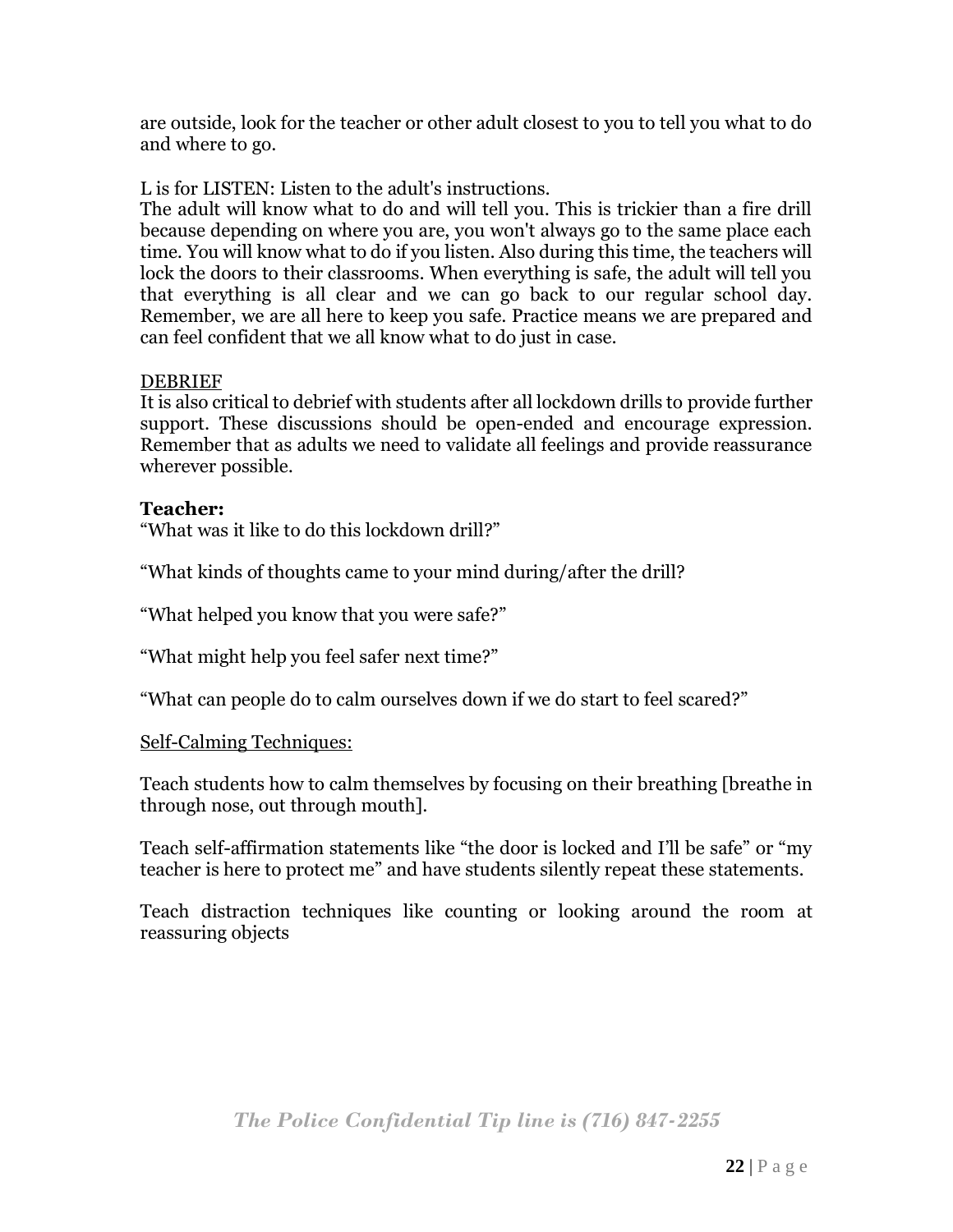are outside, look for the teacher or other adult closest to you to tell you what to do and where to go.

L is for LISTEN: Listen to the adult's instructions.
The adult will know what to do and will tell you. This is trickier than a fire drill because depending on where you are, you won't always go to the same place each time. You will know what to do if you listen. Also during this time, the teachers will lock the doors to their classrooms. When everything is safe, the adult will tell you that everything is all clear and we can go back to our regular school day. Remember, we are all here to keep you safe. Practice means we are prepared and can feel confident that we all know what to do just in case.

DEBRIEF
It is also critical to debrief with students after all lockdown drills to provide further support. These discussions should be open-ended and encourage expression. Remember that as adults we need to validate all feelings and provide reassurance wherever possible.

**Teacher:**
"What was it like to do this lockdown drill?"

"What kinds of thoughts came to your mind during/after the drill?

"What helped you know that you were safe?"

"What might help you feel safer next time?"

"What can people do to calm ourselves down if we do start to feel scared?"

Self-Calming Techniques:

Teach students how to calm themselves by focusing on their breathing [breathe in through nose, out through mouth].

Teach self-affirmation statements like "the door is locked and I'll be safe" or "my teacher is here to protect me" and have students silently repeat these statements.

Teach distraction techniques like counting or looking around the room at reassuring objects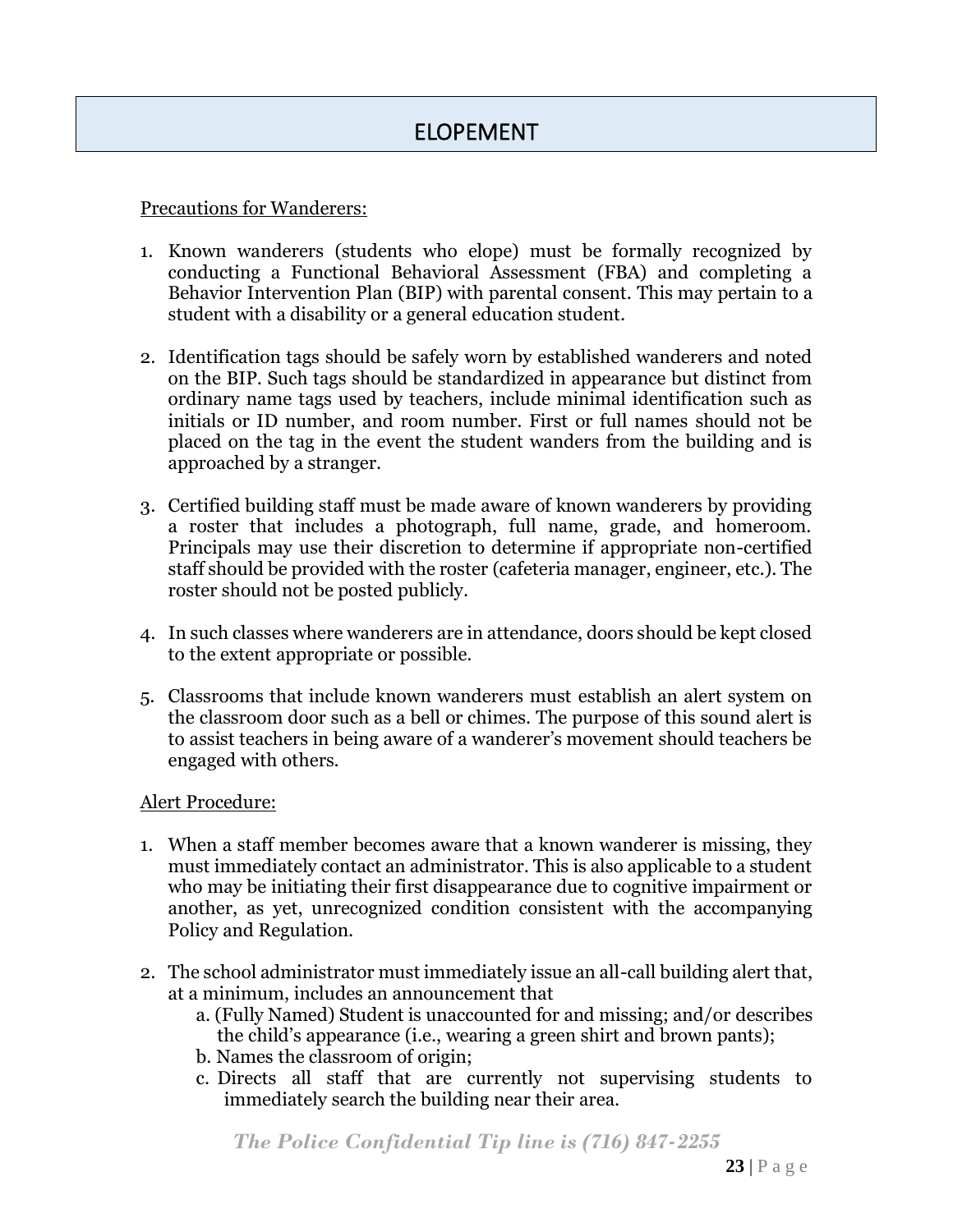# ELOPEMENT

Precautions for Wanderers:

1. Known wanderers (students who elope) must be formally recognized by conducting a Functional Behavioral Assessment (FBA) and completing a Behavior Intervention Plan (BIP) with parental consent. This may pertain to a student with a disability or a general education student.

2. Identification tags should be safely worn by established wanderers and noted on the BIP. Such tags should be standardized in appearance but distinct from ordinary name tags used by teachers, include minimal identification such as initials or ID number, and room number. First or full names should not be placed on the tag in the event the student wanders from the building and is approached by a stranger.

3. Certified building staff must be made aware of known wanderers by providing a roster that includes a photograph, full name, grade, and homeroom. Principals may use their discretion to determine if appropriate non-certified staff should be provided with the roster (cafeteria manager, engineer, etc.). The roster should not be posted publicly.

4. In such classes where wanderers are in attendance, doors should be kept closed to the extent appropriate or possible.

5. Classrooms that include known wanderers must establish an alert system on the classroom door such as a bell or chimes. The purpose of this sound alert is to assist teachers in being aware of a wanderer's movement should teachers be engaged with others.

Alert Procedure:

1. When a staff member becomes aware that a known wanderer is missing, they must immediately contact an administrator. This is also applicable to a student who may be initiating their first disappearance due to cognitive impairment or another, as yet, unrecognized condition consistent with the accompanying Policy and Regulation.

2. The school administrator must immediately issue an all-call building alert that, at a minimum, includes an announcement that
   a. (Fully Named) Student is unaccounted for and missing; and/or describes the child's appearance (i.e., wearing a green shirt and brown pants);
   b. Names the classroom of origin;
   c. Directs all staff that are currently not supervising students to immediately search the building near their area.

*The Police Confidential Tip line is (716) 847-2255*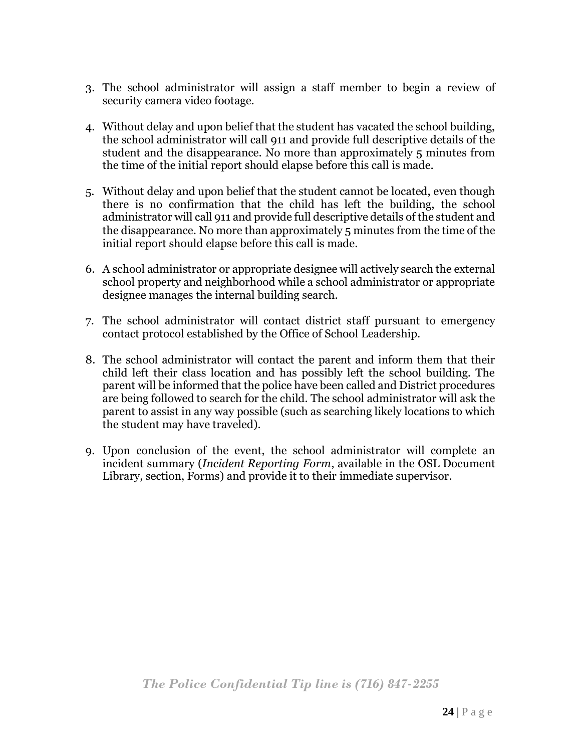3. The school administrator will assign a staff member to begin a review of security camera video footage.

4. Without delay and upon belief that the student has vacated the school building, the school administrator will call 911 and provide full descriptive details of the student and the disappearance. No more than approximately 5 minutes from the time of the initial report should elapse before this call is made.

5. Without delay and upon belief that the student cannot be located, even though there is no confirmation that the child has left the building, the school administrator will call 911 and provide full descriptive details of the student and the disappearance. No more than approximately 5 minutes from the time of the initial report should elapse before this call is made.

6. A school administrator or appropriate designee will actively search the external school property and neighborhood while a school administrator or appropriate designee manages the internal building search.

7. The school administrator will contact district staff pursuant to emergency contact protocol established by the Office of School Leadership.

8. The school administrator will contact the parent and inform them that their child left their class location and has possibly left the school building. The parent will be informed that the police have been called and District procedures are being followed to search for the child. The school administrator will ask the parent to assist in any way possible (such as searching likely locations to which the student may have traveled).

9. Upon conclusion of the event, the school administrator will complete an incident summary (*Incident Reporting Form*, available in the OSL Document Library, section, Forms) and provide it to their immediate supervisor.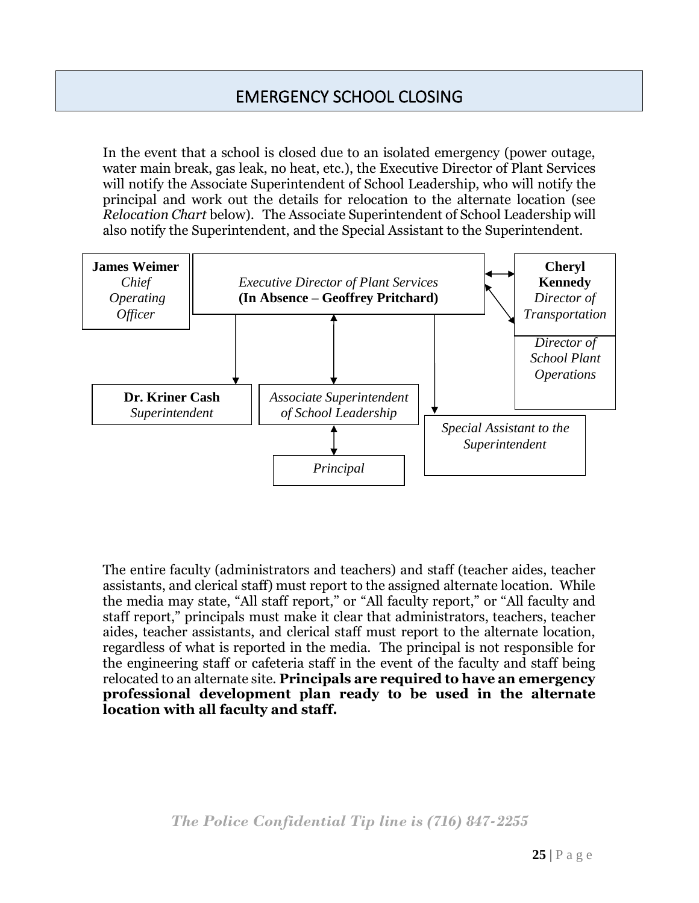# EMERGENCY SCHOOL CLOSING

In the event that a school is closed due to an isolated emergency (power outage, water main break, gas leak, no heat, etc.), the Executive Director of Plant Services will notify the Associate Superintendent of School Leadership, who will notify the principal and work out the details for relocation to the alternate location (see *Relocation Chart* below). The Associate Superintendent of School Leadership will also notify the Superintendent, and the Special Assistant to the Superintendent.

**James Weimer**
*Chief Operating Officer*

*Executive Director of Plant Services*
**(In Absence – Geoffrey Pritchard)**

**Cheryl Kennedy**
*Director of Transportation*

*Director of School Plant Operations*

**Dr. Kriner Cash**
*Superintendent*

*Associate Superintendent of School Leadership*

*Special Assistant to the Superintendent*

*Principal*

The entire faculty (administrators and teachers) and staff (teacher aides, teacher assistants, and clerical staff) must report to the assigned alternate location. While the media may state, "All staff report," or "All faculty report," or "All faculty and staff report," principals must make it clear that administrators, teachers, teacher aides, teacher assistants, and clerical staff must report to the alternate location, regardless of what is reported in the media. The principal is not responsible for the engineering staff or cafeteria staff in the event of the faculty and staff being relocated to an alternate site. **Principals are required to have an emergency professional development plan ready to be used in the alternate location with all faculty and staff.**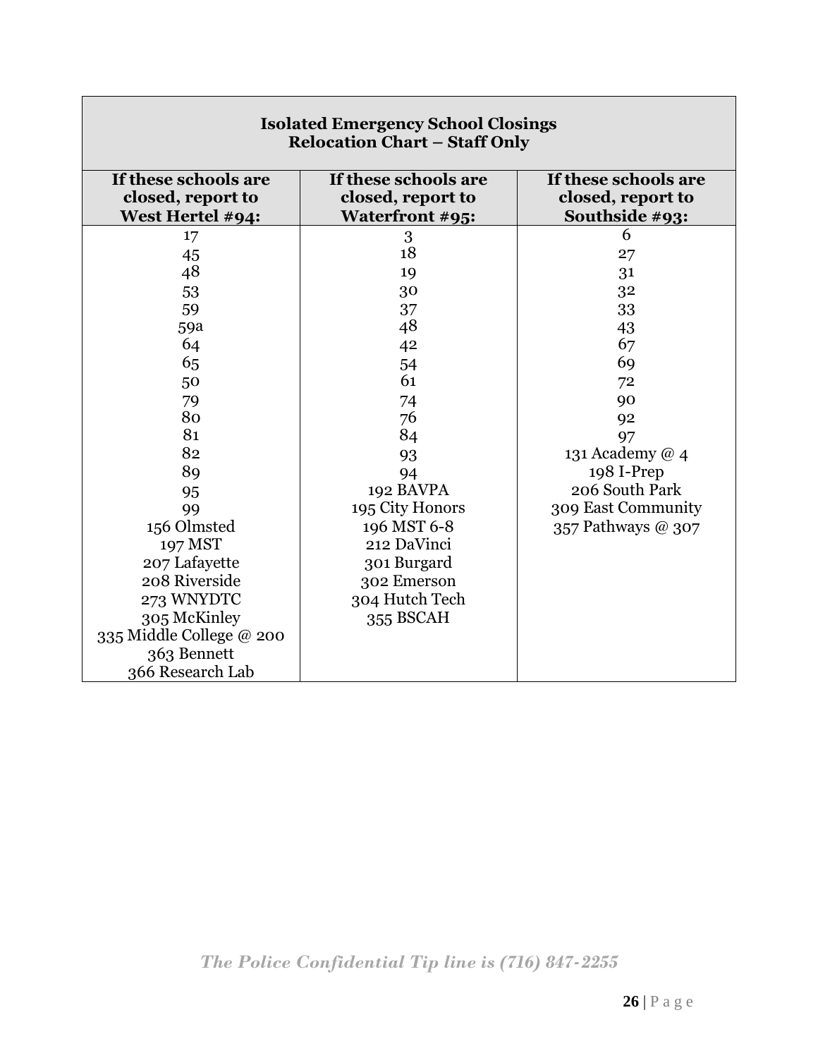| **Isolated Emergency School Closings<br>Relocation Chart – Staff Only** | | |
|---|---|---|
| **If these schools are closed, report to West Hertel #94:** | **If these schools are closed, report to Waterfront #95:** | **If these schools are closed, report to Southside #93:** |
| 17 | 3 | 6 |
| 45 | 18 | 27 |
| 48 | 19 | 31 |
| 53 | 30 | 32 |
| 59 | 37 | 33 |
| 59a | 48 | 43 |
| 64 | 42 | 67 |
| 65 | 54 | 69 |
| 50 | 61 | 72 |
| 79 | 74 | 90 |
| 80 | 76 | 92 |
| 81 | 84 | 97 |
| 82 | 93 | 131 Academy @ 4 |
| 89 | 94 | 198 I-Prep |
| 95 | 192 BAVPA | 206 South Park |
| 99 | 195 City Honors | 309 East Community |
| 156 Olmsted | 196 MST 6-8 | 357 Pathways @ 307 |
| 197 MST | 212 DaVinci | |
| 207 Lafayette | 301 Burgard | |
| 208 Riverside | 302 Emerson | |
| 273 WNYDTC | 304 Hutch Tech | |
| 305 McKinley | 355 BSCAH | |
| 335 Middle College @ 200 | | |
| 363 Bennett | | |
| 366 Research Lab | | |

*The Police Confidential Tip line is (716) 847-2255*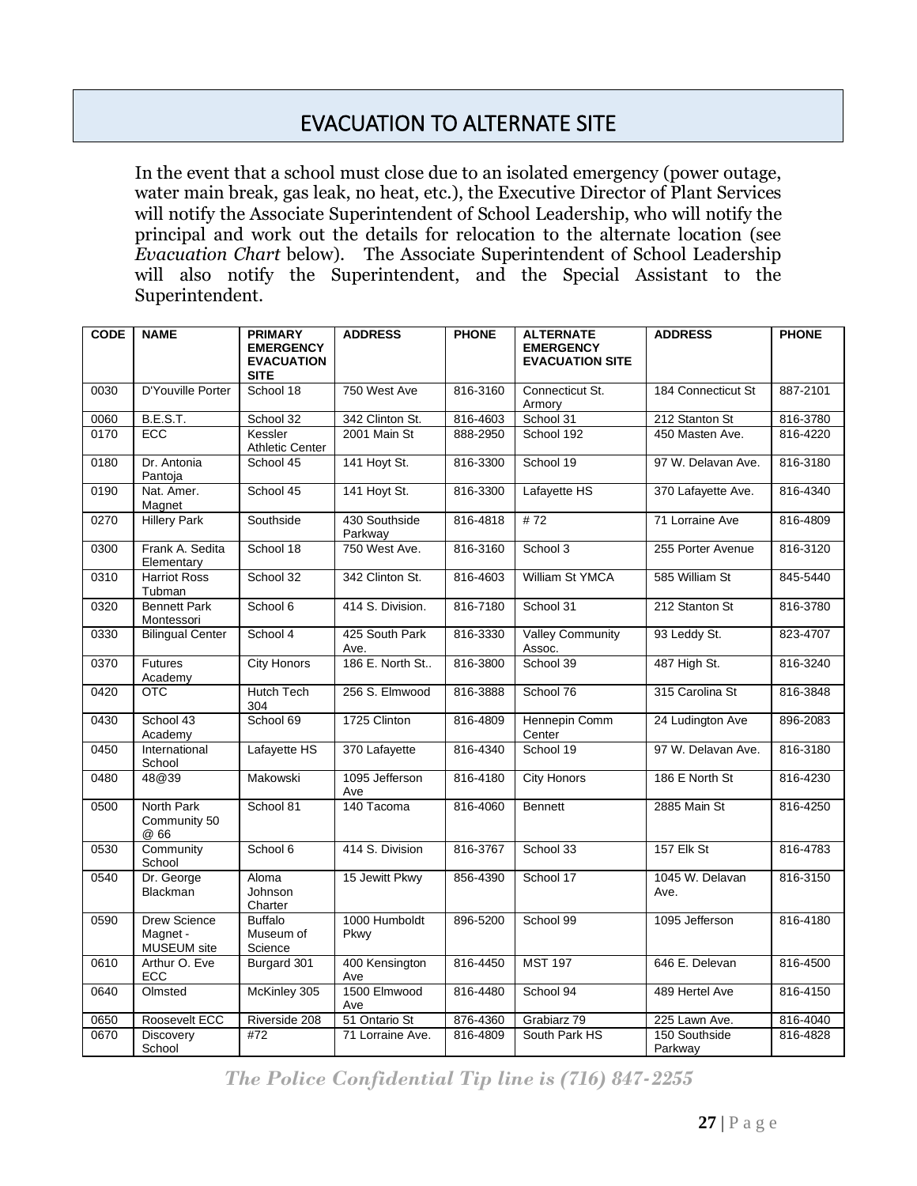# EVACUATION TO ALTERNATE SITE

In the event that a school must close due to an isolated emergency (power outage, water main break, gas leak, no heat, etc.), the Executive Director of Plant Services will notify the Associate Superintendent of School Leadership, who will notify the principal and work out the details for relocation to the alternate location (see *Evacuation Chart* below). The Associate Superintendent of School Leadership will also notify the Superintendent, and the Special Assistant to the Superintendent.

| CODE | NAME | PRIMARY EMERGENCY EVACUATION SITE | ADDRESS | PHONE | ALTERNATE EMERGENCY EVACUATION SITE | ADDRESS | PHONE |
|---|---|---|---|---|---|---|---|
| 0030 | D'Youville Porter | School 18 | 750 West Ave | 816-3160 | Connecticut St. Armory | 184 Connecticut St | 887-2101 |
| 0060 | B.E.S.T. | School 32 | 342 Clinton St. | 816-4603 | School 31 | 212 Stanton St | 816-3780 |
| 0170 | ECC | Kessler Athletic Center | 2001 Main St | 888-2950 | School 192 | 450 Masten Ave. | 816-4220 |
| 0180 | Dr. Antonia Pantoja | School 45 | 141 Hoyt St. | 816-3300 | School 19 | 97 W. Delavan Ave. | 816-3180 |
| 0190 | Nat. Amer. Magnet | School 45 | 141 Hoyt St. | 816-3300 | Lafayette HS | 370 Lafayette Ave. | 816-4340 |
| 0270 | Hillery Park | Southside | 430 Southside Parkway | 816-4818 | # 72 | 71 Lorraine Ave | 816-4809 |
| 0300 | Frank A. Sedita Elementary | School 18 | 750 West Ave. | 816-3160 | School 3 | 255 Porter Avenue | 816-3120 |
| 0310 | Harriot Ross Tubman | School 32 | 342 Clinton St. | 816-4603 | William St YMCA | 585 William St | 845-5440 |
| 0320 | Bennett Park Montessori | School 6 | 414 S. Division. | 816-7180 | School 31 | 212 Stanton St | 816-3780 |
| 0330 | Bilingual Center | School 4 | 425 South Park Ave. | 816-3330 | Valley Community Assoc. | 93 Leddy St. | 823-4707 |
| 0370 | Futures Academy | City Honors | 186 E. North St.. | 816-3800 | School 39 | 487 High St. | 816-3240 |
| 0420 | OTC | Hutch Tech 304 | 256 S. Elmwood | 816-3888 | School 76 | 315 Carolina St | 816-3848 |
| 0430 | School 43 Academy | School 69 | 1725 Clinton | 816-4809 | Hennepin Comm Center | 24 Ludington Ave | 896-2083 |
| 0450 | International School | Lafayette HS | 370 Lafayette | 816-4340 | School 19 | 97 W. Delavan Ave. | 816-3180 |
| 0480 | 48@39 | Makowski | 1095 Jefferson Ave | 816-4180 | City Honors | 186 E North St | 816-4230 |
| 0500 | North Park Community 50 @ 66 | School 81 | 140 Tacoma | 816-4060 | Bennett | 2885 Main St | 816-4250 |
| 0530 | Community School | School 6 | 414 S. Division | 816-3767 | School 33 | 157 Elk St | 816-4783 |
| 0540 | Dr. George Blackman | Aloma Johnson Charter | 15 Jewitt Pkwy | 856-4390 | School 17 | 1045 W. Delavan Ave. | 816-3150 |
| 0590 | Drew Science Magnet - MUSEUM site | Buffalo Museum of Science | 1000 Humboldt Pkwy | 896-5200 | School 99 | 1095 Jefferson | 816-4180 |
| 0610 | Arthur O. Eve ECC | Burgard 301 | 400 Kensington Ave | 816-4450 | MST 197 | 646 E. Delevan | 816-4500 |
| 0640 | Olmsted | McKinley 305 | 1500 Elmwood Ave | 816-4480 | School 94 | 489 Hertel Ave | 816-4150 |
| 0650 | Roosevelt ECC | Riverside 208 | 51 Ontario St | 876-4360 | Grabiarz 79 | 225 Lawn Ave. | 816-4040 |
| 0670 | Discovery School | #72 | 71 Lorraine Ave. | 816-4809 | South Park HS | 150 Southside Parkway | 816-4828 |

*The Police Confidential Tip line is (716) 847-2255*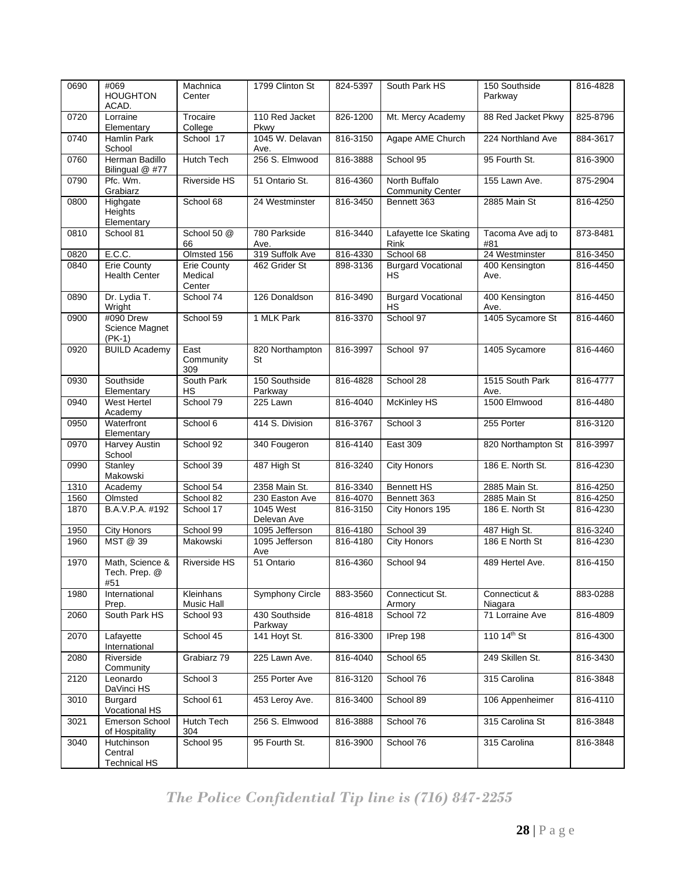| 0690 | #069 HOUGHTON ACAD. | Machnica Center | 1799 Clinton St | 824-5397 | South Park HS | 150 Southside Parkway | 816-4828 |
|---|---|---|---|---|---|---|---|
| 0720 | Lorraine Elementary | Trocaire College | 110 Red Jacket Pkwy | 826-1200 | Mt. Mercy Academy | 88 Red Jacket Pkwy | 825-8796 |
| 0740 | Hamlin Park School | School 17 | 1045 W. Delavan Ave. | 816-3150 | Agape AME Church | 224 Northland Ave | 884-3617 |
| 0760 | Herman Badillo Bilingual @ #77 | Hutch Tech | 256 S. Elmwood | 816-3888 | School 95 | 95 Fourth St. | 816-3900 |
| 0790 | Pfc. Wm. Grabiarz | Riverside HS | 51 Ontario St. | 816-4360 | North Buffalo Community Center | 155 Lawn Ave. | 875-2904 |
| 0800 | Highgate Heights Elementary | School 68 | 24 Westminster | 816-3450 | Bennett 363 | 2885 Main St | 816-4250 |
| 0810 | School 81 | School 50 @ 66 | 780 Parkside Ave. | 816-3440 | Lafayette Ice Skating Rink | Tacoma Ave adj to #81 | 873-8481 |
| 0820 | E.C.C. | Olmsted 156 | 319 Suffolk Ave | 816-4330 | School 68 | 24 Westminster | 816-3450 |
| 0840 | Erie County Health Center | Erie County Medical Center | 462 Grider St | 898-3136 | Burgard Vocational HS | 400 Kensington Ave. | 816-4450 |
| 0890 | Dr. Lydia T. Wright | School 74 | 126 Donaldson | 816-3490 | Burgard Vocational HS | 400 Kensington Ave. | 816-4450 |
| 0900 | #090 Drew Science Magnet (PK-1) | School 59 | 1 MLK Park | 816-3370 | School 97 | 1405 Sycamore St | 816-4460 |
| 0920 | BUILD Academy | East Community 309 | 820 Northampton St | 816-3997 | School 97 | 1405 Sycamore | 816-4460 |
| 0930 | Southside Elementary | South Park HS | 150 Southside Parkway | 816-4828 | School 28 | 1515 South Park Ave. | 816-4777 |
| 0940 | West Hertel Academy | School 79 | 225 Lawn | 816-4040 | McKinley HS | 1500 Elmwood | 816-4480 |
| 0950 | Waterfront Elementary | School 6 | 414 S. Division | 816-3767 | School 3 | 255 Porter | 816-3120 |
| 0970 | Harvey Austin School | School 92 | 340 Fougeron | 816-4140 | East 309 | 820 Northampton St | 816-3997 |
| 0990 | Stanley Makowski | School 39 | 487 High St | 816-3240 | City Honors | 186 E. North St. | 816-4230 |
| 1310 | Academy | School 54 | 2358 Main St. | 816-3340 | Bennett HS | 2885 Main St. | 816-4250 |
| 1560 | Olmsted | School 82 | 230 Easton Ave | 816-4070 | Bennett 363 | 2885 Main St | 816-4250 |
| 1870 | B.A.V.P.A. #192 | School 17 | 1045 West Delevan Ave | 816-3150 | City Honors 195 | 186 E. North St | 816-4230 |
| 1950 | City Honors | School 99 | 1095 Jefferson | 816-4180 | School 39 | 487 High St. | 816-3240 |
| 1960 | MST @ 39 | Makowski | 1095 Jefferson Ave | 816-4180 | City Honors | 186 E North St | 816-4230 |
| 1970 | Math, Science & Tech. Prep. @ #51 | Riverside HS | 51 Ontario | 816-4360 | School 94 | 489 Hertel Ave. | 816-4150 |
| 1980 | International Prep. | Kleinhans Music Hall | Symphony Circle | 883-3560 | Connecticut St. Armory | Connecticut & Niagara | 883-0288 |
| 2060 | South Park HS | School 93 | 430 Southside Parkway | 816-4818 | School 72 | 71 Lorraine Ave | 816-4809 |
| 2070 | Lafayette International | School 45 | 141 Hoyt St. | 816-3300 | IPrep 198 | 110 14th St | 816-4300 |
| 2080 | Riverside Community | Grabiarz 79 | 225 Lawn Ave. | 816-4040 | School 65 | 249 Skillen St. | 816-3430 |
| 2120 | Leonardo DaVinci HS | School 3 | 255 Porter Ave | 816-3120 | School 76 | 315 Carolina | 816-3848 |
| 3010 | Burgard Vocational HS | School 61 | 453 Leroy Ave. | 816-3400 | School 89 | 106 Appenheimer | 816-4110 |
| 3021 | Emerson School of Hospitality | Hutch Tech 304 | 256 S. Elmwood | 816-3888 | School 76 | 315 Carolina St | 816-3848 |
| 3040 | Hutchinson Central Technical HS | School 95 | 95 Fourth St. | 816-3900 | School 76 | 315 Carolina | 816-3848 |

*The Police Confidential Tip line is (716) 847-2255*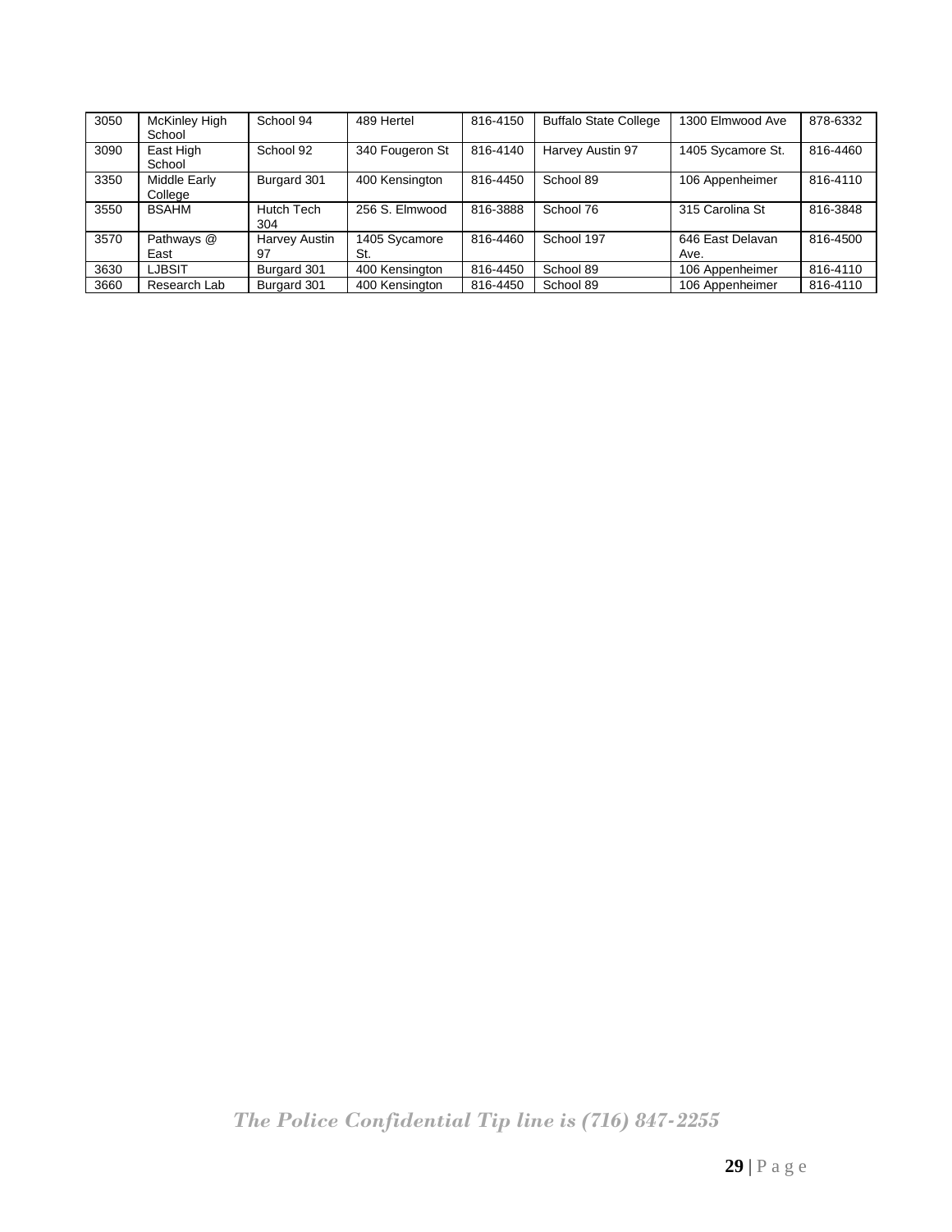| 3050 | McKinley High School | School 94 | 489 Hertel | 816-4150 | Buffalo State College | 1300 Elmwood Ave | 878-6332 |
|---|---|---|---|---|---|---|---|
| 3090 | East High School | School 92 | 340 Fougeron St | 816-4140 | Harvey Austin 97 | 1405 Sycamore St. | 816-4460 |
| 3350 | Middle Early College | Burgard 301 | 400 Kensington | 816-4450 | School 89 | 106 Appenheimer | 816-4110 |
| 3550 | BSAHM | Hutch Tech 304 | 256 S. Elmwood | 816-3888 | School 76 | 315 Carolina St | 816-3848 |
| 3570 | Pathways @ East | Harvey Austin 97 | 1405 Sycamore St. | 816-4460 | School 197 | 646 East Delavan Ave. | 816-4500 |
| 3630 | LJBSIT | Burgard 301 | 400 Kensington | 816-4450 | School 89 | 106 Appenheimer | 816-4110 |
| 3660 | Research Lab | Burgard 301 | 400 Kensington | 816-4450 | School 89 | 106 Appenheimer | 816-4110 |

*The Police Confidential Tip line is (716) 847-2255*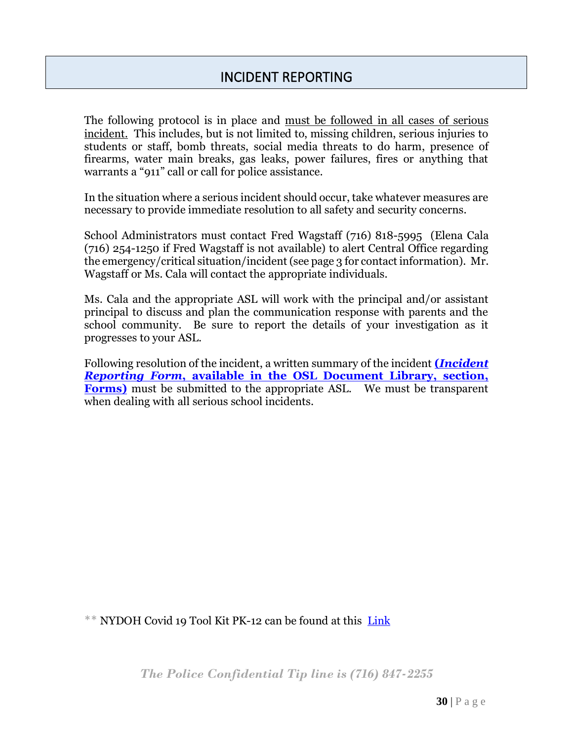# INCIDENT REPORTING

The following protocol is in place and must be followed in all cases of serious incident. This includes, but is not limited to, missing children, serious injuries to students or staff, bomb threats, social media threats to do harm, presence of firearms, water main breaks, gas leaks, power failures, fires or anything that warrants a "911" call or call for police assistance.

In the situation where a serious incident should occur, take whatever measures are necessary to provide immediate resolution to all safety and security concerns.

School Administrators must contact Fred Wagstaff (716) 818-5995 (Elena Cala (716) 254-1250 if Fred Wagstaff is not available) to alert Central Office regarding the emergency/critical situation/incident (see page 3 for contact information). Mr. Wagstaff or Ms. Cala will contact the appropriate individuals.

Ms. Cala and the appropriate ASL will work with the principal and/or assistant principal to discuss and plan the communication response with parents and the school community. Be sure to report the details of your investigation as it progresses to your ASL.

Following resolution of the incident, a written summary of the incident **(*Incident Reporting Form*, available in the OSL Document Library, section, Forms)** must be submitted to the appropriate ASL. We must be transparent when dealing with all serious school incidents.

** NYDOH Covid 19 Tool Kit PK-12 can be found at this Link

***The Police Confidential Tip line is (716) 847-2255***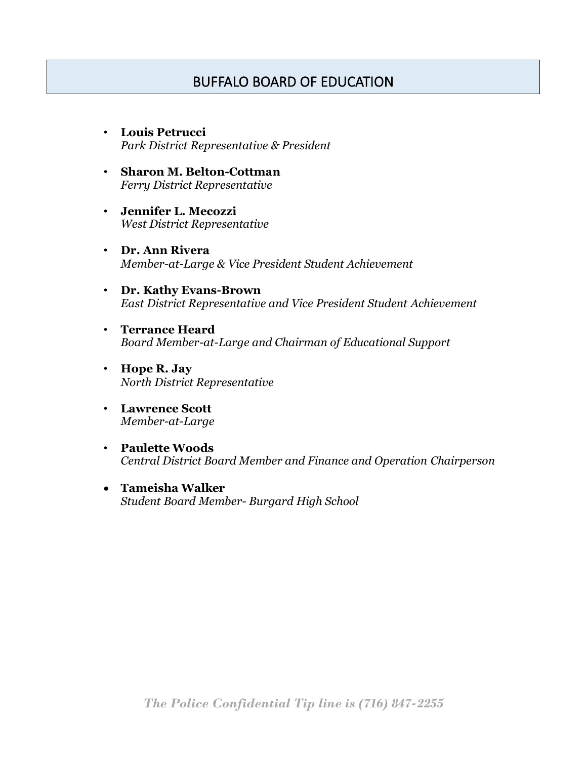# BUFFALO BOARD OF EDUCATION

- **Louis Petrucci**
  *Park District Representative & President*

- **Sharon M. Belton-Cottman**
  *Ferry District Representative*

- **Jennifer L. Mecozzi**
  *West District Representative*

- **Dr. Ann Rivera**
  *Member-at-Large & Vice President Student Achievement*

- **Dr. Kathy Evans-Brown**
  *East District Representative and Vice President Student Achievement*

- **Terrance Heard**
  *Board Member-at-Large and Chairman of Educational Support*

- **Hope R. Jay**
  *North District Representative*

- **Lawrence Scott**
  *Member-at-Large*

- **Paulette Woods**
  *Central District Board Member and Finance and Operation Chairperson*

- **Tameisha Walker**
  *Student Board Member- Burgard High School*

***The Police Confidential Tip line is (716) 847-2255***